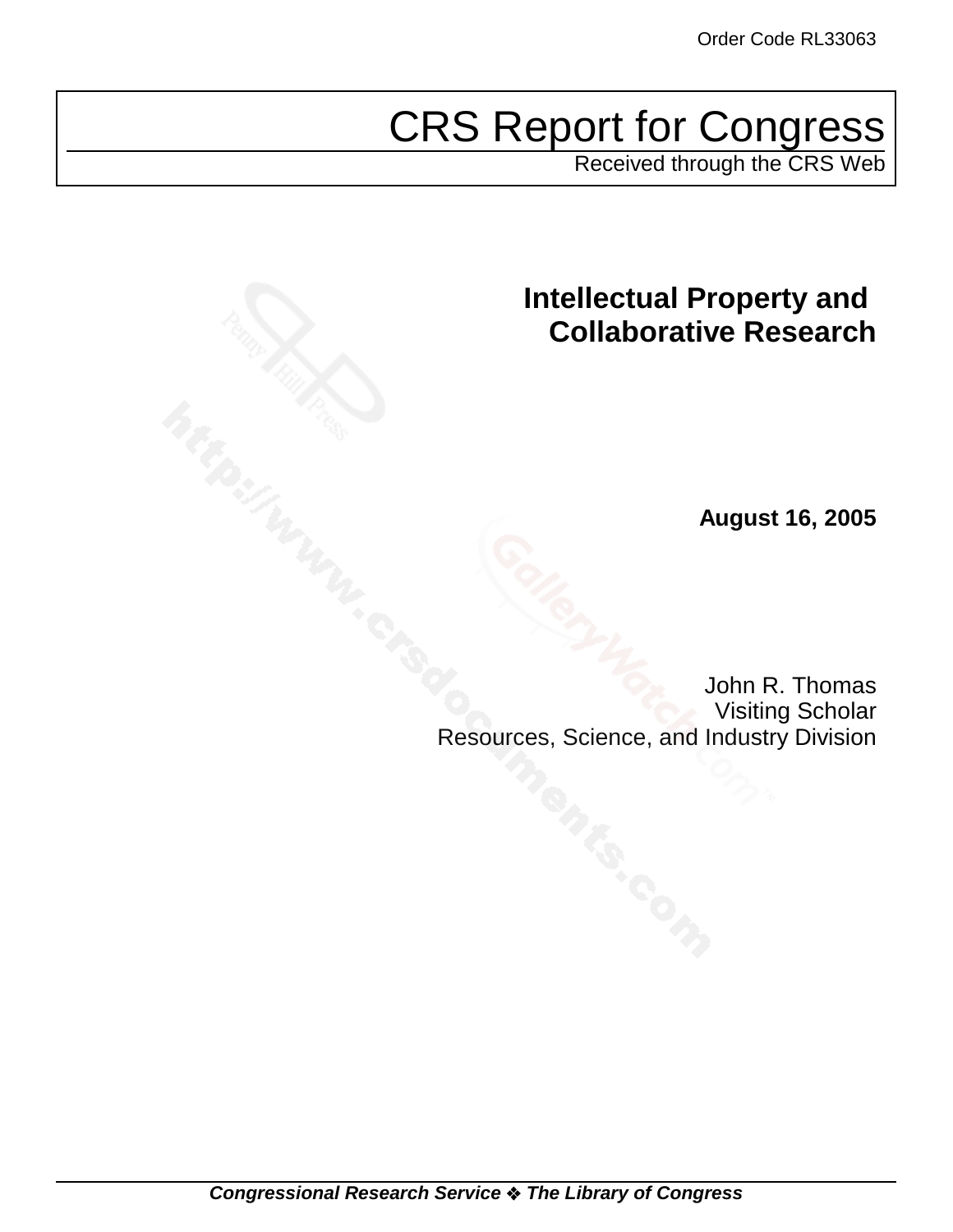Order Code RL33063

# CRS Report for Congress

Received through the CRS Web

## Intellectual Property and Collaborative Research

**August 16, 2005**

John R. Thomas
Visiting Scholar
Resources, Science, and Industry Division

***Congressional Research Service ❖ The Library of Congress***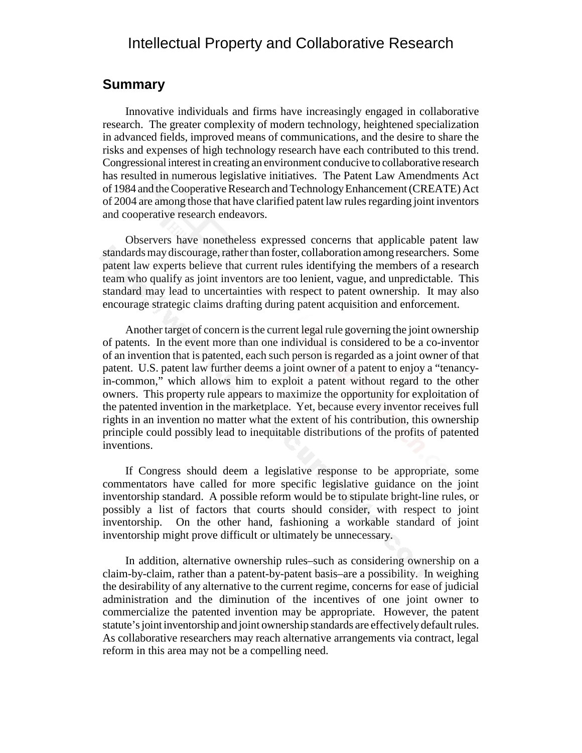# Intellectual Property and Collaborative Research

## Summary

Innovative individuals and firms have increasingly engaged in collaborative research. The greater complexity of modern technology, heightened specialization in advanced fields, improved means of communications, and the desire to share the risks and expenses of high technology research have each contributed to this trend. Congressional interest in creating an environment conducive to collaborative research has resulted in numerous legislative initiatives. The Patent Law Amendments Act of 1984 and the Cooperative Research and Technology Enhancement (CREATE) Act of 2004 are among those that have clarified patent law rules regarding joint inventors and cooperative research endeavors.

Observers have nonetheless expressed concerns that applicable patent law standards may discourage, rather than foster, collaboration among researchers. Some patent law experts believe that current rules identifying the members of a research team who qualify as joint inventors are too lenient, vague, and unpredictable. This standard may lead to uncertainties with respect to patent ownership. It may also encourage strategic claims drafting during patent acquisition and enforcement.

Another target of concern is the current legal rule governing the joint ownership of patents. In the event more than one individual is considered to be a co-inventor of an invention that is patented, each such person is regarded as a joint owner of that patent. U.S. patent law further deems a joint owner of a patent to enjoy a "tenancy-in-common," which allows him to exploit a patent without regard to the other owners. This property rule appears to maximize the opportunity for exploitation of the patented invention in the marketplace. Yet, because every inventor receives full rights in an invention no matter what the extent of his contribution, this ownership principle could possibly lead to inequitable distributions of the profits of patented inventions.

If Congress should deem a legislative response to be appropriate, some commentators have called for more specific legislative guidance on the joint inventorship standard. A possible reform would be to stipulate bright-line rules, or possibly a list of factors that courts should consider, with respect to joint inventorship. On the other hand, fashioning a workable standard of joint inventorship might prove difficult or ultimately be unnecessary.

In addition, alternative ownership rules–such as considering ownership on a claim-by-claim, rather than a patent-by-patent basis–are a possibility. In weighing the desirability of any alternative to the current regime, concerns for ease of judicial administration and the diminution of the incentives of one joint owner to commercialize the patented invention may be appropriate. However, the patent statute's joint inventorship and joint ownership standards are effectively default rules. As collaborative researchers may reach alternative arrangements via contract, legal reform in this area may not be a compelling need.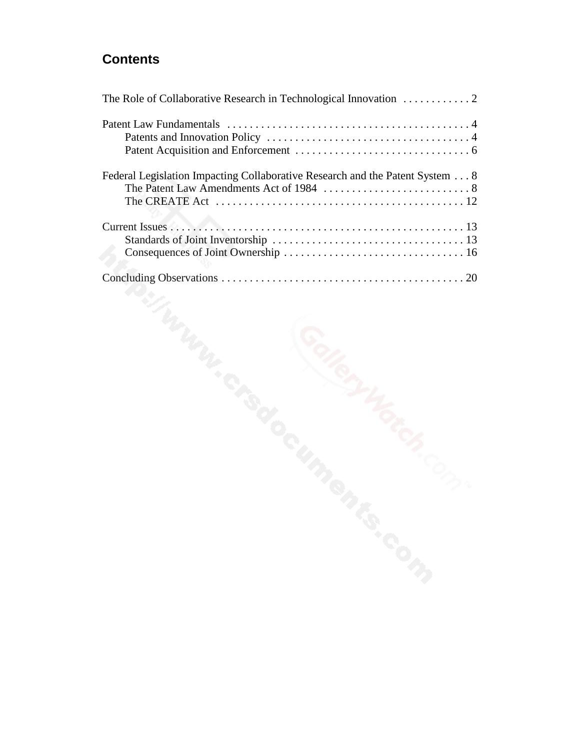## Contents

The Role of Collaborative Research in Technological Innovation . . . . . . . . . . . . 2

Patent Law Fundamentals . . . . . . . . . . . . . . . . . . . . . . . . . . . . . . . . . . . . . . . . . . . 4
- Patents and Innovation Policy . . . . . . . . . . . . . . . . . . . . . . . . . . . . . . . . . . . . 4
- Patent Acquisition and Enforcement . . . . . . . . . . . . . . . . . . . . . . . . . . . . . . . 6

Federal Legislation Impacting Collaborative Research and the Patent System . . . 8
- The Patent Law Amendments Act of 1984 . . . . . . . . . . . . . . . . . . . . . . . . . . 8
- The CREATE Act . . . . . . . . . . . . . . . . . . . . . . . . . . . . . . . . . . . . . . . . . . . 12

Current Issues . . . . . . . . . . . . . . . . . . . . . . . . . . . . . . . . . . . . . . . . . . . . . . . . . . . 13
- Standards of Joint Inventorship . . . . . . . . . . . . . . . . . . . . . . . . . . . . . . . . . . 13
- Consequences of Joint Ownership . . . . . . . . . . . . . . . . . . . . . . . . . . . . . . . . 16

Concluding Observations . . . . . . . . . . . . . . . . . . . . . . . . . . . . . . . . . . . . . . . . . . . 20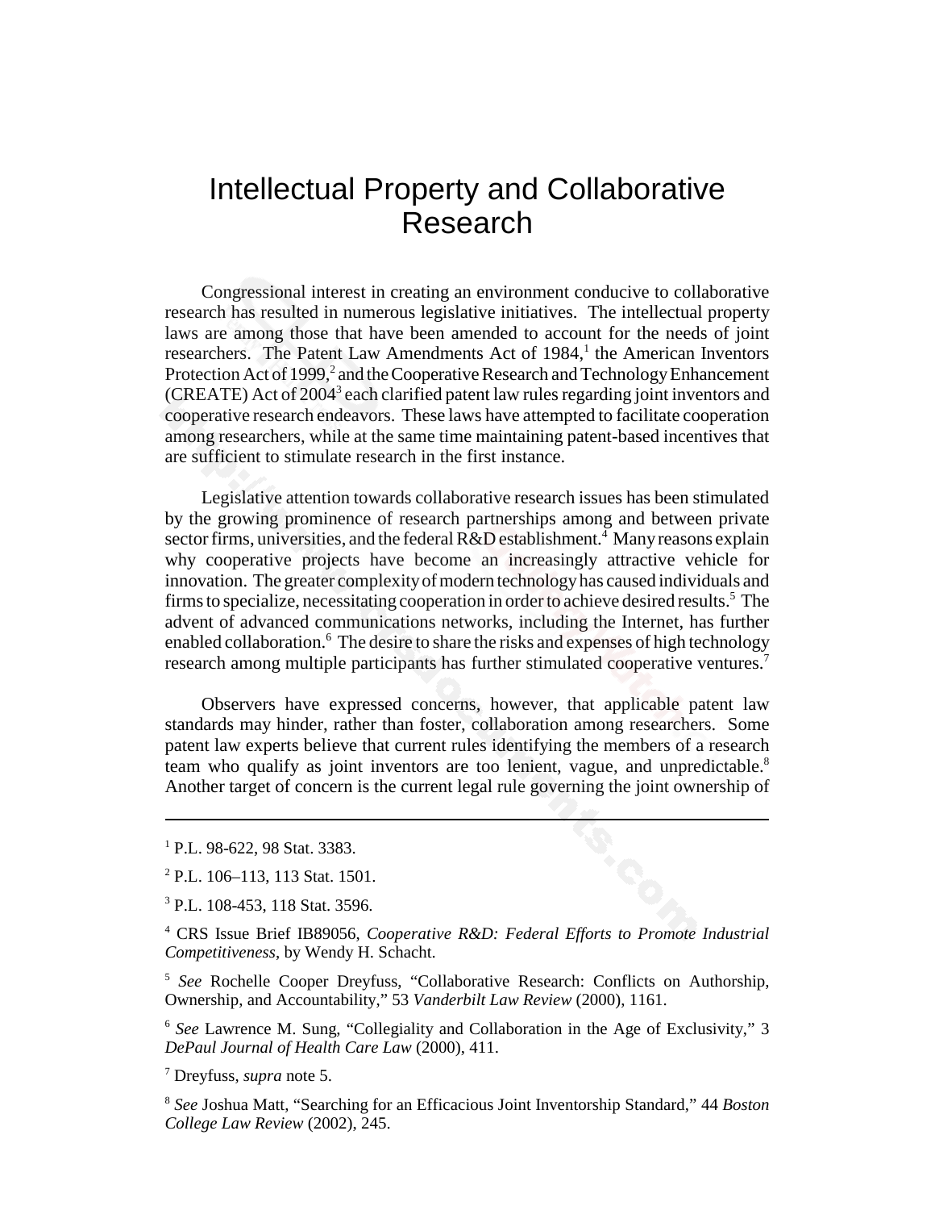# Intellectual Property and Collaborative Research

Congressional interest in creating an environment conducive to collaborative research has resulted in numerous legislative initiatives. The intellectual property laws are among those that have been amended to account for the needs of joint researchers. The Patent Law Amendments Act of 1984,[1] the American Inventors Protection Act of 1999,[2] and the Cooperative Research and Technology Enhancement (CREATE) Act of 2004[3] each clarified patent law rules regarding joint inventors and cooperative research endeavors. These laws have attempted to facilitate cooperation among researchers, while at the same time maintaining patent-based incentives that are sufficient to stimulate research in the first instance.

Legislative attention towards collaborative research issues has been stimulated by the growing prominence of research partnerships among and between private sector firms, universities, and the federal R&D establishment.[4] Many reasons explain why cooperative projects have become an increasingly attractive vehicle for innovation. The greater complexity of modern technology has caused individuals and firms to specialize, necessitating cooperation in order to achieve desired results.[5] The advent of advanced communications networks, including the Internet, has further enabled collaboration.[6] The desire to share the risks and expenses of high technology research among multiple participants has further stimulated cooperative ventures.[7]

Observers have expressed concerns, however, that applicable patent law standards may hinder, rather than foster, collaboration among researchers. Some patent law experts believe that current rules identifying the members of a research team who qualify as joint inventors are too lenient, vague, and unpredictable.[8] Another target of concern is the current legal rule governing the joint ownership of

---

[1] P.L. 98-622, 98 Stat. 3383.

[2] P.L. 106–113, 113 Stat. 1501.

[3] P.L. 108-453, 118 Stat. 3596.

[4] CRS Issue Brief IB89056, *Cooperative R&D: Federal Efforts to Promote Industrial Competitiveness*, by Wendy H. Schacht.

[5] *See* Rochelle Cooper Dreyfuss, "Collaborative Research: Conflicts on Authorship, Ownership, and Accountability," 53 *Vanderbilt Law Review* (2000), 1161.

[6] *See* Lawrence M. Sung, "Collegiality and Collaboration in the Age of Exclusivity," 3 *DePaul Journal of Health Care Law* (2000), 411.

[7] Dreyfuss, *supra* note 5.

[8] *See* Joshua Matt, "Searching for an Efficacious Joint Inventorship Standard," 44 *Boston College Law Review* (2002), 245.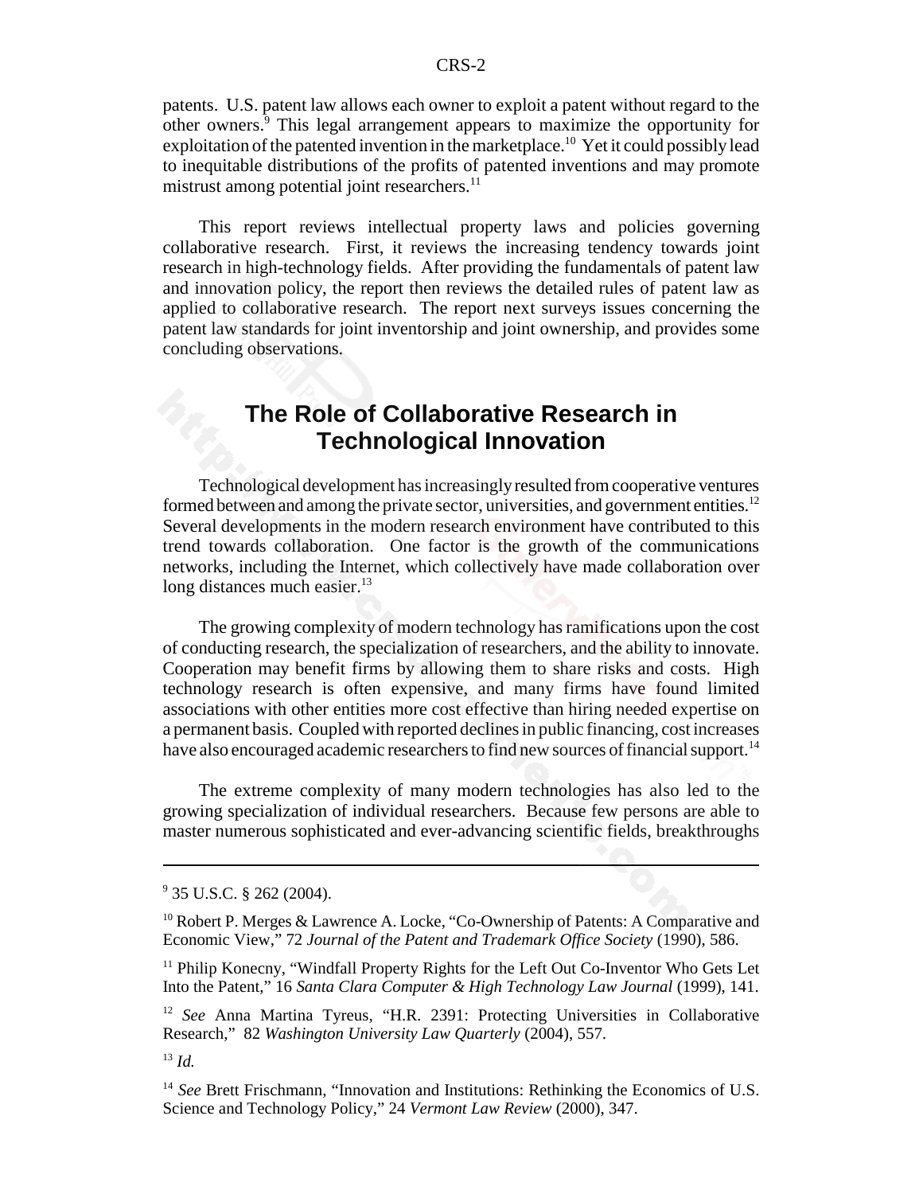patents. U.S. patent law allows each owner to exploit a patent without regard to the other owners.[9] This legal arrangement appears to maximize the opportunity for exploitation of the patented invention in the marketplace.[10] Yet it could possibly lead to inequitable distributions of the profits of patented inventions and may promote mistrust among potential joint researchers.[11]

This report reviews intellectual property laws and policies governing collaborative research. First, it reviews the increasing tendency towards joint research in high-technology fields. After providing the fundamentals of patent law and innovation policy, the report then reviews the detailed rules of patent law as applied to collaborative research. The report next surveys issues concerning the patent law standards for joint inventorship and joint ownership, and provides some concluding observations.

## The Role of Collaborative Research in Technological Innovation

Technological development has increasingly resulted from cooperative ventures formed between and among the private sector, universities, and government entities.[12] Several developments in the modern research environment have contributed to this trend towards collaboration. One factor is the growth of the communications networks, including the Internet, which collectively have made collaboration over long distances much easier.[13]

The growing complexity of modern technology has ramifications upon the cost of conducting research, the specialization of researchers, and the ability to innovate. Cooperation may benefit firms by allowing them to share risks and costs. High technology research is often expensive, and many firms have found limited associations with other entities more cost effective than hiring needed expertise on a permanent basis. Coupled with reported declines in public financing, cost increases have also encouraged academic researchers to find new sources of financial support.[14]

The extreme complexity of many modern technologies has also led to the growing specialization of individual researchers. Because few persons are able to master numerous sophisticated and ever-advancing scientific fields, breakthroughs

---

[9] 35 U.S.C. § 262 (2004).

[10] Robert P. Merges & Lawrence A. Locke, "Co-Ownership of Patents: A Comparative and Economic View," 72 *Journal of the Patent and Trademark Office Society* (1990), 586.

[11] Philip Konecny, "Windfall Property Rights for the Left Out Co-Inventor Who Gets Let Into the Patent," 16 *Santa Clara Computer & High Technology Law Journal* (1999), 141.

[12] *See* Anna Martina Tyreus, "H.R. 2391: Protecting Universities in Collaborative Research," 82 *Washington University Law Quarterly* (2004), 557.

[13] *Id.*

[14] *See* Brett Frischmann, "Innovation and Institutions: Rethinking the Economics of U.S. Science and Technology Policy," 24 *Vermont Law Review* (2000), 347.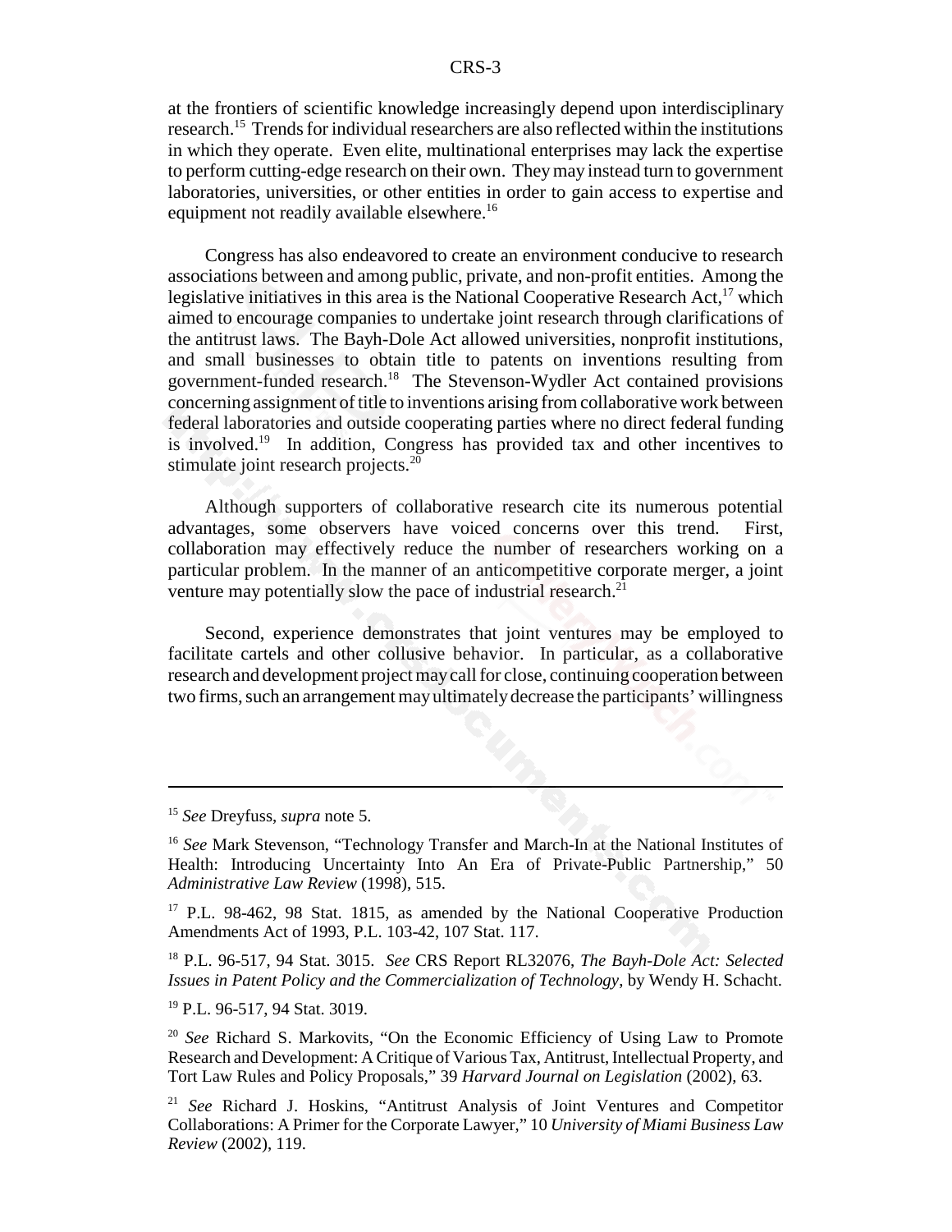at the frontiers of scientific knowledge increasingly depend upon interdisciplinary research.[15] Trends for individual researchers are also reflected within the institutions in which they operate. Even elite, multinational enterprises may lack the expertise to perform cutting-edge research on their own. They may instead turn to government laboratories, universities, or other entities in order to gain access to expertise and equipment not readily available elsewhere.[16]

Congress has also endeavored to create an environment conducive to research associations between and among public, private, and non-profit entities. Among the legislative initiatives in this area is the National Cooperative Research Act,[17] which aimed to encourage companies to undertake joint research through clarifications of the antitrust laws. The Bayh-Dole Act allowed universities, nonprofit institutions, and small businesses to obtain title to patents on inventions resulting from government-funded research.[18] The Stevenson-Wydler Act contained provisions concerning assignment of title to inventions arising from collaborative work between federal laboratories and outside cooperating parties where no direct federal funding is involved.[19] In addition, Congress has provided tax and other incentives to stimulate joint research projects.[20]

Although supporters of collaborative research cite its numerous potential advantages, some observers have voiced concerns over this trend. First, collaboration may effectively reduce the number of researchers working on a particular problem. In the manner of an anticompetitive corporate merger, a joint venture may potentially slow the pace of industrial research.[21]

Second, experience demonstrates that joint ventures may be employed to facilitate cartels and other collusive behavior. In particular, as a collaborative research and development project may call for close, continuing cooperation between two firms, such an arrangement may ultimately decrease the participants' willingness

---

[15] *See* Dreyfuss, *supra* note 5.

[16] *See* Mark Stevenson, "Technology Transfer and March-In at the National Institutes of Health: Introducing Uncertainty Into An Era of Private-Public Partnership," 50 *Administrative Law Review* (1998), 515.

[17] P.L. 98-462, 98 Stat. 1815, as amended by the National Cooperative Production Amendments Act of 1993, P.L. 103-42, 107 Stat. 117.

[18] P.L. 96-517, 94 Stat. 3015. *See* CRS Report RL32076, *The Bayh-Dole Act: Selected Issues in Patent Policy and the Commercialization of Technology*, by Wendy H. Schacht.

[19] P.L. 96-517, 94 Stat. 3019.

[20] *See* Richard S. Markovits, "On the Economic Efficiency of Using Law to Promote Research and Development: A Critique of Various Tax, Antitrust, Intellectual Property, and Tort Law Rules and Policy Proposals," 39 *Harvard Journal on Legislation* (2002), 63.

[21] *See* Richard J. Hoskins, "Antitrust Analysis of Joint Ventures and Competitor Collaborations: A Primer for the Corporate Lawyer," 10 *University of Miami Business Law Review* (2002), 119.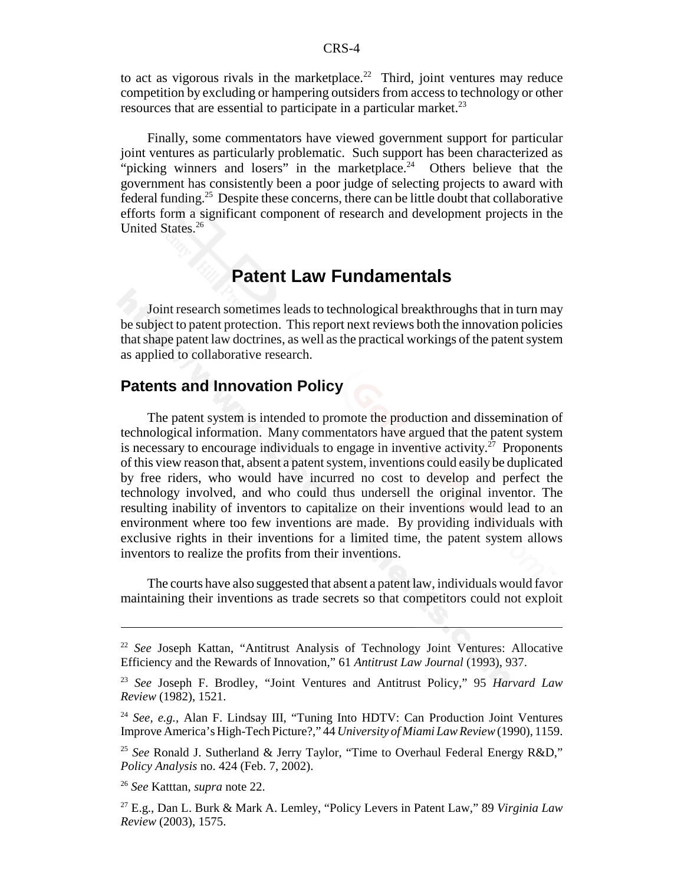to act as vigorous rivals in the marketplace.[22] Third, joint ventures may reduce competition by excluding or hampering outsiders from access to technology or other resources that are essential to participate in a particular market.[23]

Finally, some commentators have viewed government support for particular joint ventures as particularly problematic. Such support has been characterized as "picking winners and losers" in the marketplace.[24] Others believe that the government has consistently been a poor judge of selecting projects to award with federal funding.[25] Despite these concerns, there can be little doubt that collaborative efforts form a significant component of research and development projects in the United States.[26]

# Patent Law Fundamentals

Joint research sometimes leads to technological breakthroughs that in turn may be subject to patent protection. This report next reviews both the innovation policies that shape patent law doctrines, as well as the practical workings of the patent system as applied to collaborative research.

## Patents and Innovation Policy

The patent system is intended to promote the production and dissemination of technological information. Many commentators have argued that the patent system is necessary to encourage individuals to engage in inventive activity.[27] Proponents of this view reason that, absent a patent system, inventions could easily be duplicated by free riders, who would have incurred no cost to develop and perfect the technology involved, and who could thus undersell the original inventor. The resulting inability of inventors to capitalize on their inventions would lead to an environment where too few inventions are made. By providing individuals with exclusive rights in their inventions for a limited time, the patent system allows inventors to realize the profits from their inventions.

The courts have also suggested that absent a patent law, individuals would favor maintaining their inventions as trade secrets so that competitors could not exploit

---

[22] *See* Joseph Kattan, "Antitrust Analysis of Technology Joint Ventures: Allocative Efficiency and the Rewards of Innovation," 61 *Antitrust Law Journal* (1993), 937.

[23] *See* Joseph F. Brodley, "Joint Ventures and Antitrust Policy," 95 *Harvard Law Review* (1982), 1521.

[24] *See, e.g.*, Alan F. Lindsay III, "Tuning Into HDTV: Can Production Joint Ventures Improve America's High-Tech Picture?," 44 *University of Miami Law Review* (1990), 1159.

[25] *See* Ronald J. Sutherland & Jerry Taylor, "Time to Overhaul Federal Energy R&D," *Policy Analysis* no. 424 (Feb. 7, 2002).

[26] *See* Katttan, *supra* note 22.

[27] E.g., Dan L. Burk & Mark A. Lemley, "Policy Levers in Patent Law," 89 *Virginia Law Review* (2003), 1575.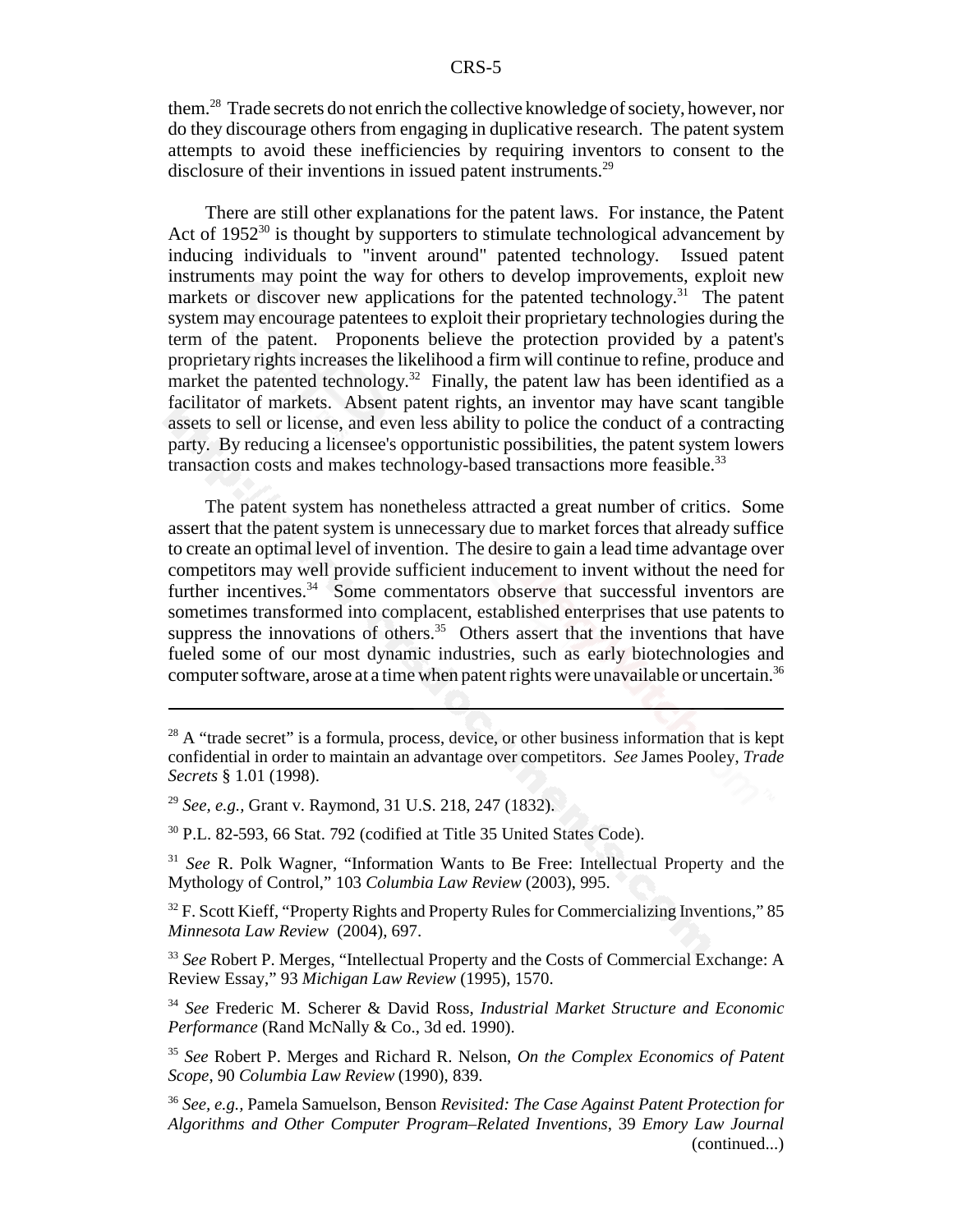them.[28] Trade secrets do not enrich the collective knowledge of society, however, nor do they discourage others from engaging in duplicative research. The patent system attempts to avoid these inefficiencies by requiring inventors to consent to the disclosure of their inventions in issued patent instruments.[29]

There are still other explanations for the patent laws. For instance, the Patent Act of 1952[30] is thought by supporters to stimulate technological advancement by inducing individuals to "invent around" patented technology. Issued patent instruments may point the way for others to develop improvements, exploit new markets or discover new applications for the patented technology.[31] The patent system may encourage patentees to exploit their proprietary technologies during the term of the patent. Proponents believe the protection provided by a patent's proprietary rights increases the likelihood a firm will continue to refine, produce and market the patented technology.[32] Finally, the patent law has been identified as a facilitator of markets. Absent patent rights, an inventor may have scant tangible assets to sell or license, and even less ability to police the conduct of a contracting party. By reducing a licensee's opportunistic possibilities, the patent system lowers transaction costs and makes technology-based transactions more feasible.[33]

The patent system has nonetheless attracted a great number of critics. Some assert that the patent system is unnecessary due to market forces that already suffice to create an optimal level of invention. The desire to gain a lead time advantage over competitors may well provide sufficient inducement to invent without the need for further incentives.[34] Some commentators observe that successful inventors are sometimes transformed into complacent, established enterprises that use patents to suppress the innovations of others.[35] Others assert that the inventions that have fueled some of our most dynamic industries, such as early biotechnologies and computer software, arose at a time when patent rights were unavailable or uncertain.[36]

---

[28] A "trade secret" is a formula, process, device, or other business information that is kept confidential in order to maintain an advantage over competitors. *See* James Pooley, *Trade Secrets* § 1.01 (1998).

[29] *See, e.g.*, Grant v. Raymond, 31 U.S. 218, 247 (1832).

[30] P.L. 82-593, 66 Stat. 792 (codified at Title 35 United States Code).

[31] *See* R. Polk Wagner, "Information Wants to Be Free: Intellectual Property and the Mythology of Control," 103 *Columbia Law Review* (2003), 995.

[32] F. Scott Kieff, "Property Rights and Property Rules for Commercializing Inventions," 85 *Minnesota Law Review* (2004), 697.

[33] *See* Robert P. Merges, "Intellectual Property and the Costs of Commercial Exchange: A Review Essay," 93 *Michigan Law Review* (1995), 1570.

[34] *See* Frederic M. Scherer & David Ross, *Industrial Market Structure and Economic Performance* (Rand McNally & Co., 3d ed. 1990).

[35] *See* Robert P. Merges and Richard R. Nelson, *On the Complex Economics of Patent Scope*, 90 *Columbia Law Review* (1990), 839.

[36] *See, e.g.*, Pamela Samuelson, Benson *Revisited: The Case Against Patent Protection for Algorithms and Other Computer Program–Related Inventions*, 39 *Emory Law Journal* (continued...)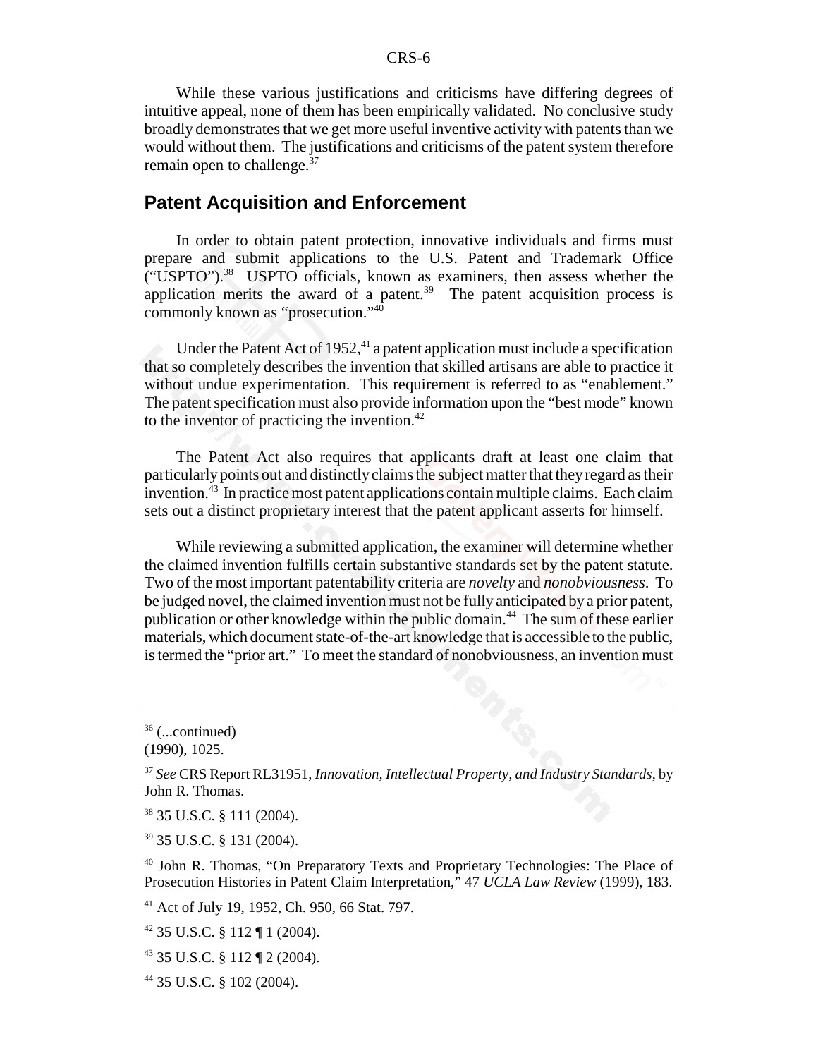While these various justifications and criticisms have differing degrees of intuitive appeal, none of them has been empirically validated. No conclusive study broadly demonstrates that we get more useful inventive activity with patents than we would without them. The justifications and criticisms of the patent system therefore remain open to challenge.[37]

## Patent Acquisition and Enforcement

In order to obtain patent protection, innovative individuals and firms must prepare and submit applications to the U.S. Patent and Trademark Office ("USPTO").[38] USPTO officials, known as examiners, then assess whether the application merits the award of a patent.[39] The patent acquisition process is commonly known as "prosecution."[40]

Under the Patent Act of 1952,[41] a patent application must include a specification that so completely describes the invention that skilled artisans are able to practice it without undue experimentation. This requirement is referred to as "enablement." The patent specification must also provide information upon the "best mode" known to the inventor of practicing the invention.[42]

The Patent Act also requires that applicants draft at least one claim that particularly points out and distinctly claims the subject matter that they regard as their invention.[43] In practice most patent applications contain multiple claims. Each claim sets out a distinct proprietary interest that the patent applicant asserts for himself.

While reviewing a submitted application, the examiner will determine whether the claimed invention fulfills certain substantive standards set by the patent statute. Two of the most important patentability criteria are *novelty* and *nonobviousness*. To be judged novel, the claimed invention must not be fully anticipated by a prior patent, publication or other knowledge within the public domain.[44] The sum of these earlier materials, which document state-of-the-art knowledge that is accessible to the public, is termed the "prior art." To meet the standard of nonobviousness, an invention must

---

[36] (...continued)
(1990), 1025.

[37] *See* CRS Report RL31951, *Innovation, Intellectual Property, and Industry Standards*, by John R. Thomas.

[38] 35 U.S.C. § 111 (2004).

[39] 35 U.S.C. § 131 (2004).

[40] John R. Thomas, "On Preparatory Texts and Proprietary Technologies: The Place of Prosecution Histories in Patent Claim Interpretation," 47 *UCLA Law Review* (1999), 183.

[41] Act of July 19, 1952, Ch. 950, 66 Stat. 797.

[42] 35 U.S.C. § 112 ¶ 1 (2004).

[43] 35 U.S.C. § 112 ¶ 2 (2004).

[44] 35 U.S.C. § 102 (2004).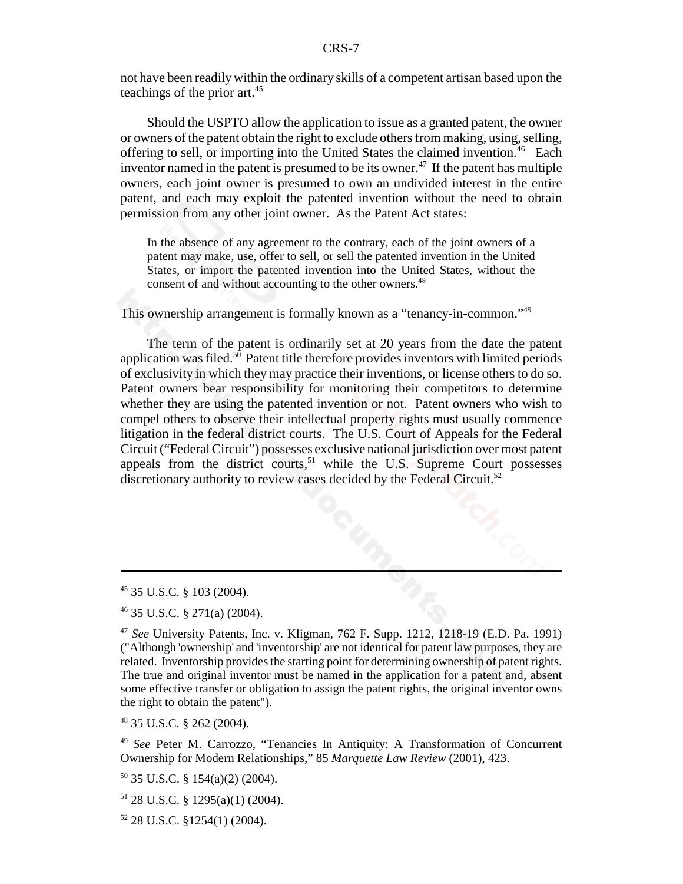not have been readily within the ordinary skills of a competent artisan based upon the teachings of the prior art.[45]

Should the USPTO allow the application to issue as a granted patent, the owner or owners of the patent obtain the right to exclude others from making, using, selling, offering to sell, or importing into the United States the claimed invention.[46] Each inventor named in the patent is presumed to be its owner.[47] If the patent has multiple owners, each joint owner is presumed to own an undivided interest in the entire patent, and each may exploit the patented invention without the need to obtain permission from any other joint owner. As the Patent Act states:

> In the absence of any agreement to the contrary, each of the joint owners of a patent may make, use, offer to sell, or sell the patented invention in the United States, or import the patented invention into the United States, without the consent of and without accounting to the other owners.[48]

This ownership arrangement is formally known as a "tenancy-in-common."[49]

The term of the patent is ordinarily set at 20 years from the date the patent application was filed.[50] Patent title therefore provides inventors with limited periods of exclusivity in which they may practice their inventions, or license others to do so. Patent owners bear responsibility for monitoring their competitors to determine whether they are using the patented invention or not. Patent owners who wish to compel others to observe their intellectual property rights must usually commence litigation in the federal district courts. The U.S. Court of Appeals for the Federal Circuit ("Federal Circuit") possesses exclusive national jurisdiction over most patent appeals from the district courts,[51] while the U.S. Supreme Court possesses discretionary authority to review cases decided by the Federal Circuit.[52]

---

[45] 35 U.S.C. § 103 (2004).

[46] 35 U.S.C. § 271(a) (2004).

[47] *See* University Patents, Inc. v. Kligman, 762 F. Supp. 1212, 1218-19 (E.D. Pa. 1991) ("Although 'ownership' and 'inventorship' are not identical for patent law purposes, they are related. Inventorship provides the starting point for determining ownership of patent rights. The true and original inventor must be named in the application for a patent and, absent some effective transfer or obligation to assign the patent rights, the original inventor owns the right to obtain the patent").

[48] 35 U.S.C. § 262 (2004).

[49] *See* Peter M. Carrozzo, "Tenancies In Antiquity: A Transformation of Concurrent Ownership for Modern Relationships," 85 *Marquette Law Review* (2001), 423.

[50] 35 U.S.C. § 154(a)(2) (2004).

[51] 28 U.S.C. § 1295(a)(1) (2004).

[52] 28 U.S.C. §1254(1) (2004).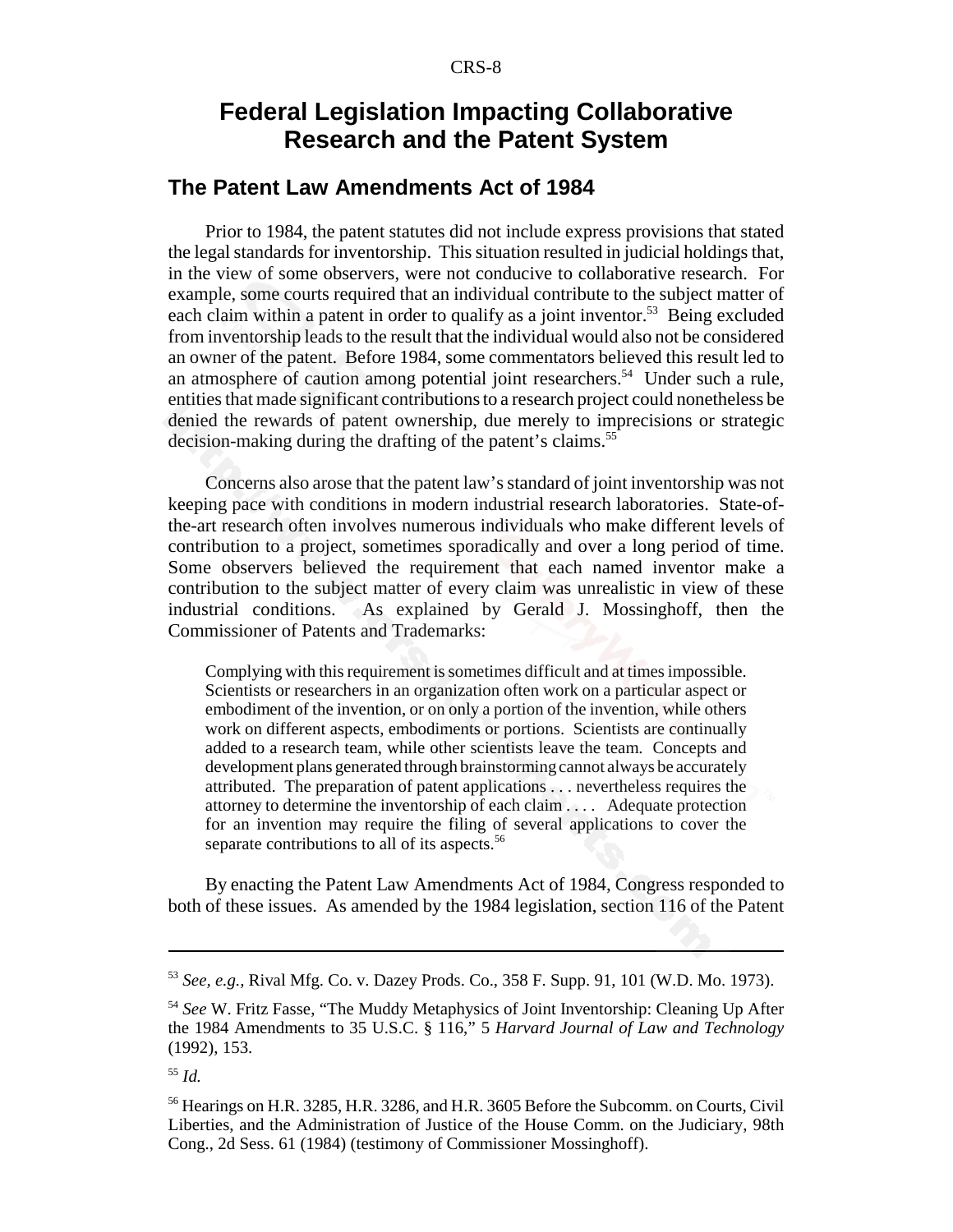# Federal Legislation Impacting Collaborative Research and the Patent System

## The Patent Law Amendments Act of 1984

Prior to 1984, the patent statutes did not include express provisions that stated the legal standards for inventorship. This situation resulted in judicial holdings that, in the view of some observers, were not conducive to collaborative research. For example, some courts required that an individual contribute to the subject matter of each claim within a patent in order to qualify as a joint inventor.[53] Being excluded from inventorship leads to the result that the individual would also not be considered an owner of the patent. Before 1984, some commentators believed this result led to an atmosphere of caution among potential joint researchers.[54] Under such a rule, entities that made significant contributions to a research project could nonetheless be denied the rewards of patent ownership, due merely to imprecisions or strategic decision-making during the drafting of the patent's claims.[55]

Concerns also arose that the patent law's standard of joint inventorship was not keeping pace with conditions in modern industrial research laboratories. State-of-the-art research often involves numerous individuals who make different levels of contribution to a project, sometimes sporadically and over a long period of time. Some observers believed the requirement that each named inventor make a contribution to the subject matter of every claim was unrealistic in view of these industrial conditions. As explained by Gerald J. Mossinghoff, then the Commissioner of Patents and Trademarks:

> Complying with this requirement is sometimes difficult and at times impossible. Scientists or researchers in an organization often work on a particular aspect or embodiment of the invention, or on only a portion of the invention, while others work on different aspects, embodiments or portions. Scientists are continually added to a research team, while other scientists leave the team. Concepts and development plans generated through brainstorming cannot always be accurately attributed. The preparation of patent applications . . . nevertheless requires the attorney to determine the inventorship of each claim . . . . Adequate protection for an invention may require the filing of several applications to cover the separate contributions to all of its aspects.[56]

By enacting the Patent Law Amendments Act of 1984, Congress responded to both of these issues. As amended by the 1984 legislation, section 116 of the Patent

---

[53] *See, e.g.,* Rival Mfg. Co. v. Dazey Prods. Co., 358 F. Supp. 91, 101 (W.D. Mo. 1973).

[54] *See* W. Fritz Fasse, "The Muddy Metaphysics of Joint Inventorship: Cleaning Up After the 1984 Amendments to 35 U.S.C. § 116," 5 *Harvard Journal of Law and Technology* (1992), 153.

[55] *Id.*

[56] Hearings on H.R. 3285, H.R. 3286, and H.R. 3605 Before the Subcomm. on Courts, Civil Liberties, and the Administration of Justice of the House Comm. on the Judiciary, 98th Cong., 2d Sess. 61 (1984) (testimony of Commissioner Mossinghoff).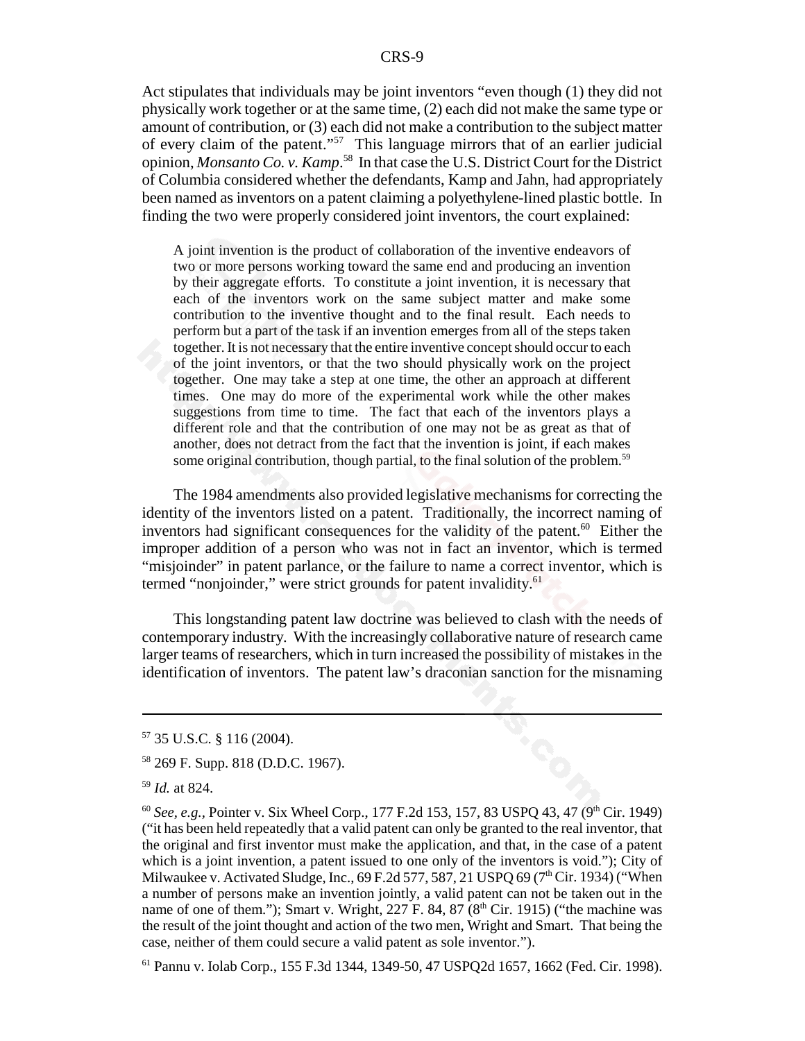Act stipulates that individuals may be joint inventors "even though (1) they did not physically work together or at the same time, (2) each did not make the same type or amount of contribution, or (3) each did not make a contribution to the subject matter of every claim of the patent."[57] This language mirrors that of an earlier judicial opinion, *Monsanto Co. v. Kamp*.[58] In that case the U.S. District Court for the District of Columbia considered whether the defendants, Kamp and Jahn, had appropriately been named as inventors on a patent claiming a polyethylene-lined plastic bottle. In finding the two were properly considered joint inventors, the court explained:

> A joint invention is the product of collaboration of the inventive endeavors of two or more persons working toward the same end and producing an invention by their aggregate efforts. To constitute a joint invention, it is necessary that each of the inventors work on the same subject matter and make some contribution to the inventive thought and to the final result. Each needs to perform but a part of the task if an invention emerges from all of the steps taken together. It is not necessary that the entire inventive concept should occur to each of the joint inventors, or that the two should physically work on the project together. One may take a step at one time, the other an approach at different times. One may do more of the experimental work while the other makes suggestions from time to time. The fact that each of the inventors plays a different role and that the contribution of one may not be as great as that of another, does not detract from the fact that the invention is joint, if each makes some original contribution, though partial, to the final solution of the problem.[59]

The 1984 amendments also provided legislative mechanisms for correcting the identity of the inventors listed on a patent. Traditionally, the incorrect naming of inventors had significant consequences for the validity of the patent.[60] Either the improper addition of a person who was not in fact an inventor, which is termed "misjoinder" in patent parlance, or the failure to name a correct inventor, which is termed "nonjoinder," were strict grounds for patent invalidity.[61]

This longstanding patent law doctrine was believed to clash with the needs of contemporary industry. With the increasingly collaborative nature of research came larger teams of researchers, which in turn increased the possibility of mistakes in the identification of inventors. The patent law's draconian sanction for the misnaming

---

[57] 35 U.S.C. § 116 (2004).

[58] 269 F. Supp. 818 (D.D.C. 1967).

[59] *Id.* at 824.

[60] *See, e.g.*, Pointer v. Six Wheel Corp., 177 F.2d 153, 157, 83 USPQ 43, 47 (9th Cir. 1949) ("it has been held repeatedly that a valid patent can only be granted to the real inventor, that the original and first inventor must make the application, and that, in the case of a patent which is a joint invention, a patent issued to one only of the inventors is void."); City of Milwaukee v. Activated Sludge, Inc., 69 F.2d 577, 587, 21 USPQ 69 (7th Cir. 1934) ("When a number of persons make an invention jointly, a valid patent can not be taken out in the name of one of them."); Smart v. Wright, 227 F. 84, 87 (8th Cir. 1915) ("the machine was the result of the joint thought and action of the two men, Wright and Smart. That being the case, neither of them could secure a valid patent as sole inventor.").

[61] Pannu v. Iolab Corp., 155 F.3d 1344, 1349-50, 47 USPQ2d 1657, 1662 (Fed. Cir. 1998).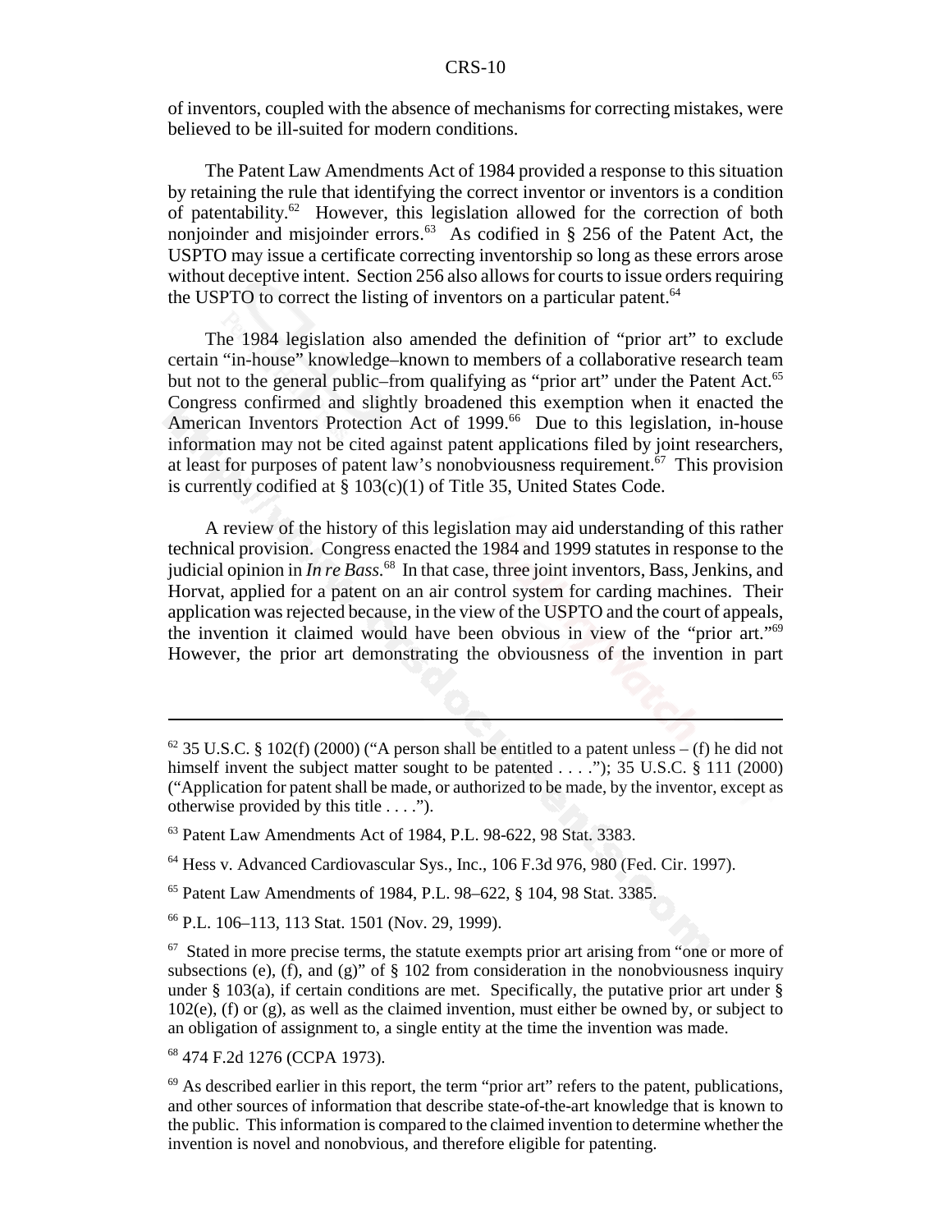of inventors, coupled with the absence of mechanisms for correcting mistakes, were believed to be ill-suited for modern conditions.

The Patent Law Amendments Act of 1984 provided a response to this situation by retaining the rule that identifying the correct inventor or inventors is a condition of patentability.[62] However, this legislation allowed for the correction of both nonjoinder and misjoinder errors.[63] As codified in § 256 of the Patent Act, the USPTO may issue a certificate correcting inventorship so long as these errors arose without deceptive intent. Section 256 also allows for courts to issue orders requiring the USPTO to correct the listing of inventors on a particular patent.[64]

The 1984 legislation also amended the definition of "prior art" to exclude certain "in-house" knowledge–known to members of a collaborative research team but not to the general public–from qualifying as "prior art" under the Patent Act.[65] Congress confirmed and slightly broadened this exemption when it enacted the American Inventors Protection Act of 1999.[66] Due to this legislation, in-house information may not be cited against patent applications filed by joint researchers, at least for purposes of patent law's nonobviousness requirement.[67] This provision is currently codified at § 103(c)(1) of Title 35, United States Code.

A review of the history of this legislation may aid understanding of this rather technical provision. Congress enacted the 1984 and 1999 statutes in response to the judicial opinion in *In re Bass*.[68] In that case, three joint inventors, Bass, Jenkins, and Horvat, applied for a patent on an air control system for carding machines. Their application was rejected because, in the view of the USPTO and the court of appeals, the invention it claimed would have been obvious in view of the "prior art."[69] However, the prior art demonstrating the obviousness of the invention in part

---

[62] 35 U.S.C. § 102(f) (2000) ("A person shall be entitled to a patent unless – (f) he did not himself invent the subject matter sought to be patented . . . ."); 35 U.S.C. § 111 (2000) ("Application for patent shall be made, or authorized to be made, by the inventor, except as otherwise provided by this title . . . .").

[63] Patent Law Amendments Act of 1984, P.L. 98-622, 98 Stat. 3383.

[64] Hess v. Advanced Cardiovascular Sys., Inc., 106 F.3d 976, 980 (Fed. Cir. 1997).

[65] Patent Law Amendments of 1984, P.L. 98–622, § 104, 98 Stat. 3385.

[66] P.L. 106–113, 113 Stat. 1501 (Nov. 29, 1999).

[67] Stated in more precise terms, the statute exempts prior art arising from "one or more of subsections (e), (f), and (g)" of § 102 from consideration in the nonobviousness inquiry under § 103(a), if certain conditions are met. Specifically, the putative prior art under § 102(e), (f) or (g), as well as the claimed invention, must either be owned by, or subject to an obligation of assignment to, a single entity at the time the invention was made.

[68] 474 F.2d 1276 (CCPA 1973).

[69] As described earlier in this report, the term "prior art" refers to the patent, publications, and other sources of information that describe state-of-the-art knowledge that is known to the public. This information is compared to the claimed invention to determine whether the invention is novel and nonobvious, and therefore eligible for patenting.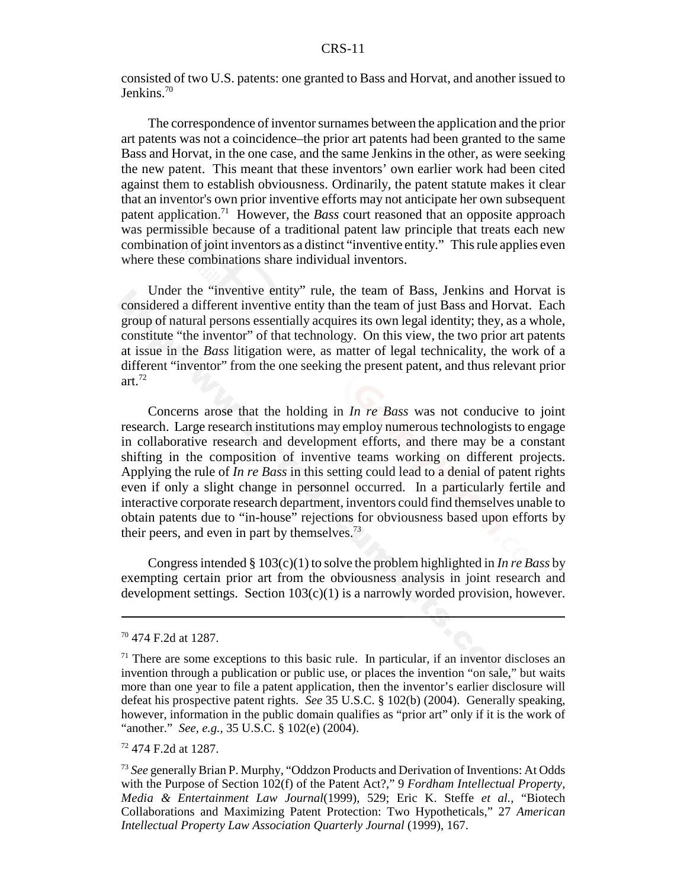consisted of two U.S. patents: one granted to Bass and Horvat, and another issued to Jenkins.[70]

The correspondence of inventor surnames between the application and the prior art patents was not a coincidence–the prior art patents had been granted to the same Bass and Horvat, in the one case, and the same Jenkins in the other, as were seeking the new patent. This meant that these inventors' own earlier work had been cited against them to establish obviousness. Ordinarily, the patent statute makes it clear that an inventor's own prior inventive efforts may not anticipate her own subsequent patent application.[71] However, the *Bass* court reasoned that an opposite approach was permissible because of a traditional patent law principle that treats each new combination of joint inventors as a distinct "inventive entity." This rule applies even where these combinations share individual inventors.

Under the "inventive entity" rule, the team of Bass, Jenkins and Horvat is considered a different inventive entity than the team of just Bass and Horvat. Each group of natural persons essentially acquires its own legal identity; they, as a whole, constitute "the inventor" of that technology. On this view, the two prior art patents at issue in the *Bass* litigation were, as matter of legal technicality, the work of a different "inventor" from the one seeking the present patent, and thus relevant prior art.[72]

Concerns arose that the holding in *In re Bass* was not conducive to joint research. Large research institutions may employ numerous technologists to engage in collaborative research and development efforts, and there may be a constant shifting in the composition of inventive teams working on different projects. Applying the rule of *In re Bass* in this setting could lead to a denial of patent rights even if only a slight change in personnel occurred. In a particularly fertile and interactive corporate research department, inventors could find themselves unable to obtain patents due to "in-house" rejections for obviousness based upon efforts by their peers, and even in part by themselves.[73]

Congress intended § 103(c)(1) to solve the problem highlighted in *In re Bass* by exempting certain prior art from the obviousness analysis in joint research and development settings. Section 103(c)(1) is a narrowly worded provision, however.

---

[70] 474 F.2d at 1287.

[71] There are some exceptions to this basic rule. In particular, if an inventor discloses an invention through a publication or public use, or places the invention "on sale," but waits more than one year to file a patent application, then the inventor's earlier disclosure will defeat his prospective patent rights. *See* 35 U.S.C. § 102(b) (2004). Generally speaking, however, information in the public domain qualifies as "prior art" only if it is the work of "another." *See, e.g.,* 35 U.S.C. § 102(e) (2004).

[72] 474 F.2d at 1287.

[73] *See* generally Brian P. Murphy, "Oddzon Products and Derivation of Inventions: At Odds with the Purpose of Section 102(f) of the Patent Act?," 9 *Fordham Intellectual Property, Media & Entertainment Law Journal*(1999), 529; Eric K. Steffe *et al.*, "Biotech Collaborations and Maximizing Patent Protection: Two Hypotheticals," 27 *American Intellectual Property Law Association Quarterly Journal* (1999), 167.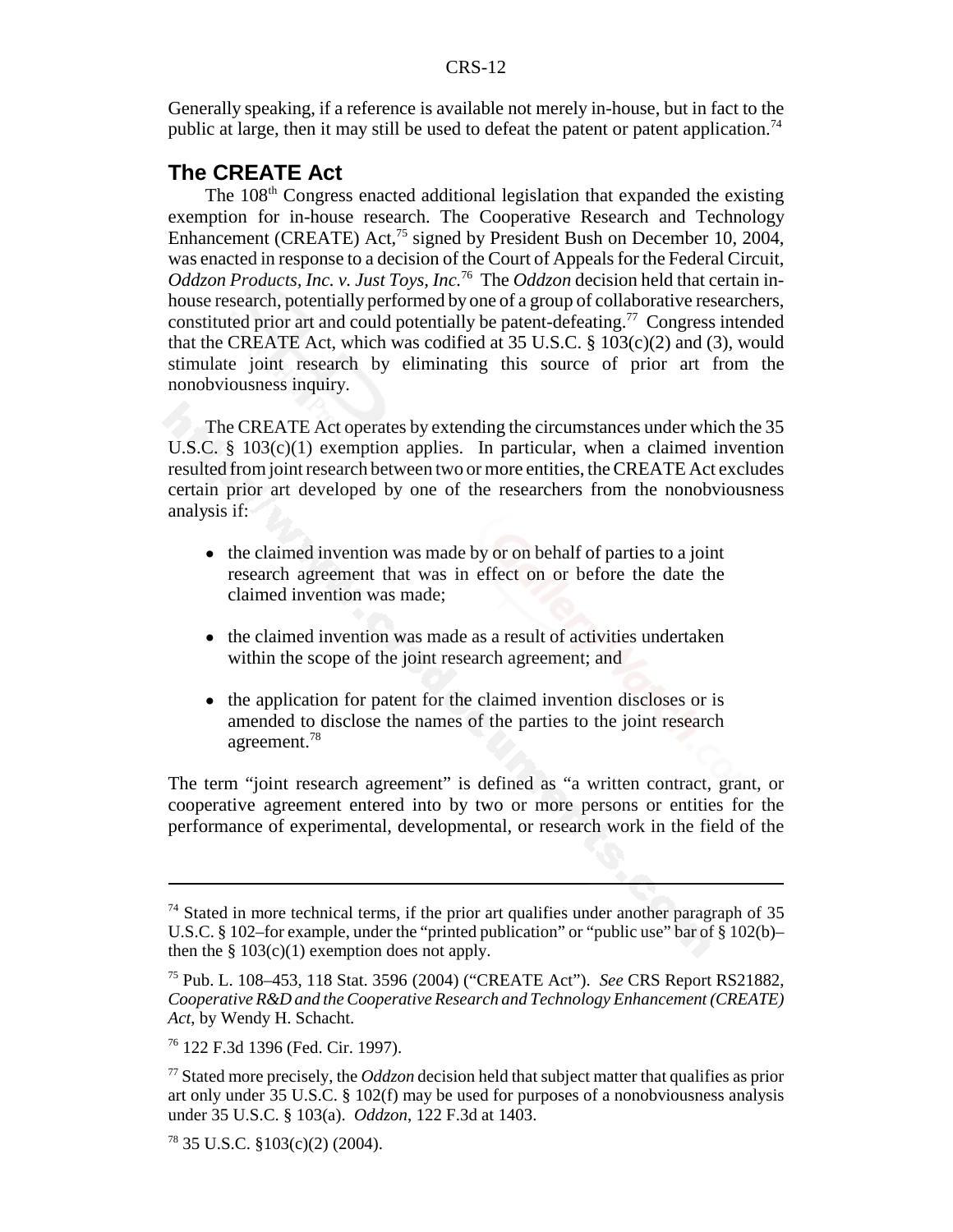Generally speaking, if a reference is available not merely in-house, but in fact to the public at large, then it may still be used to defeat the patent or patent application.[74]

## The CREATE Act

The 108th Congress enacted additional legislation that expanded the existing exemption for in-house research. The Cooperative Research and Technology Enhancement (CREATE) Act,[75] signed by President Bush on December 10, 2004, was enacted in response to a decision of the Court of Appeals for the Federal Circuit, *Oddzon Products, Inc. v. Just Toys, Inc.*[76] The *Oddzon* decision held that certain in-house research, potentially performed by one of a group of collaborative researchers, constituted prior art and could potentially be patent-defeating.[77] Congress intended that the CREATE Act, which was codified at 35 U.S.C. § 103(c)(2) and (3), would stimulate joint research by eliminating this source of prior art from the nonobviousness inquiry.

The CREATE Act operates by extending the circumstances under which the 35 U.S.C. § 103(c)(1) exemption applies. In particular, when a claimed invention resulted from joint research between two or more entities, the CREATE Act excludes certain prior art developed by one of the researchers from the nonobviousness analysis if:

- the claimed invention was made by or on behalf of parties to a joint research agreement that was in effect on or before the date the claimed invention was made;
- the claimed invention was made as a result of activities undertaken within the scope of the joint research agreement; and
- the application for patent for the claimed invention discloses or is amended to disclose the names of the parties to the joint research agreement.[78]

The term "joint research agreement" is defined as "a written contract, grant, or cooperative agreement entered into by two or more persons or entities for the performance of experimental, developmental, or research work in the field of the

---

[74] Stated in more technical terms, if the prior art qualifies under another paragraph of 35 U.S.C. § 102–for example, under the "printed publication" or "public use" bar of § 102(b)–then the § 103(c)(1) exemption does not apply.

[75] Pub. L. 108–453, 118 Stat. 3596 (2004) ("CREATE Act"). *See* CRS Report RS21882, *Cooperative R&D and the Cooperative Research and Technology Enhancement (CREATE) Act*, by Wendy H. Schacht.

[76] 122 F.3d 1396 (Fed. Cir. 1997).

[77] Stated more precisely, the *Oddzon* decision held that subject matter that qualifies as prior art only under 35 U.S.C. § 102(f) may be used for purposes of a nonobviousness analysis under 35 U.S.C. § 103(a). *Oddzon*, 122 F.3d at 1403.

[78] 35 U.S.C. §103(c)(2) (2004).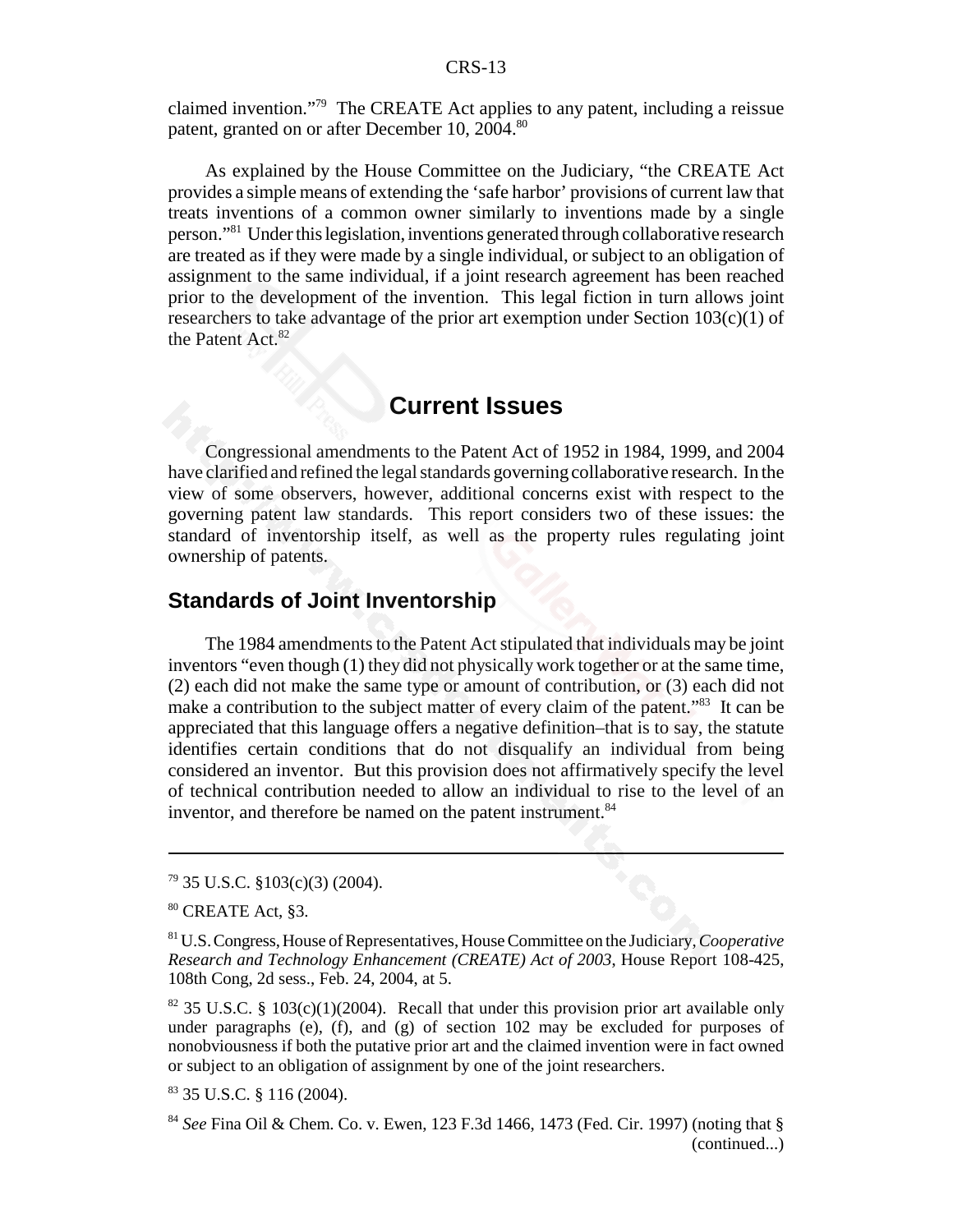claimed invention."[79] The CREATE Act applies to any patent, including a reissue patent, granted on or after December 10, 2004.[80]

As explained by the House Committee on the Judiciary, "the CREATE Act provides a simple means of extending the 'safe harbor' provisions of current law that treats inventions of a common owner similarly to inventions made by a single person."[81] Under this legislation, inventions generated through collaborative research are treated as if they were made by a single individual, or subject to an obligation of assignment to the same individual, if a joint research agreement has been reached prior to the development of the invention. This legal fiction in turn allows joint researchers to take advantage of the prior art exemption under Section 103(c)(1) of the Patent Act.[82]

# Current Issues

Congressional amendments to the Patent Act of 1952 in 1984, 1999, and 2004 have clarified and refined the legal standards governing collaborative research. In the view of some observers, however, additional concerns exist with respect to the governing patent law standards. This report considers two of these issues: the standard of inventorship itself, as well as the property rules regulating joint ownership of patents.

## Standards of Joint Inventorship

The 1984 amendments to the Patent Act stipulated that individuals may be joint inventors "even though (1) they did not physically work together or at the same time, (2) each did not make the same type or amount of contribution, or (3) each did not make a contribution to the subject matter of every claim of the patent."[83] It can be appreciated that this language offers a negative definition–that is to say, the statute identifies certain conditions that do not disqualify an individual from being considered an inventor. But this provision does not affirmatively specify the level of technical contribution needed to allow an individual to rise to the level of an inventor, and therefore be named on the patent instrument.[84]

---

[79] 35 U.S.C. §103(c)(3) (2004).

[80] CREATE Act, §3.

[81] U.S. Congress, House of Representatives, House Committee on the Judiciary, *Cooperative Research and Technology Enhancement (CREATE) Act of 2003*, House Report 108-425, 108th Cong, 2d sess., Feb. 24, 2004, at 5.

[82] 35 U.S.C. § 103(c)(1)(2004). Recall that under this provision prior art available only under paragraphs (e), (f), and (g) of section 102 may be excluded for purposes of nonobviousness if both the putative prior art and the claimed invention were in fact owned or subject to an obligation of assignment by one of the joint researchers.

[83] 35 U.S.C. § 116 (2004).

[84] *See* Fina Oil & Chem. Co. v. Ewen, 123 F.3d 1466, 1473 (Fed. Cir. 1997) (noting that § (continued...)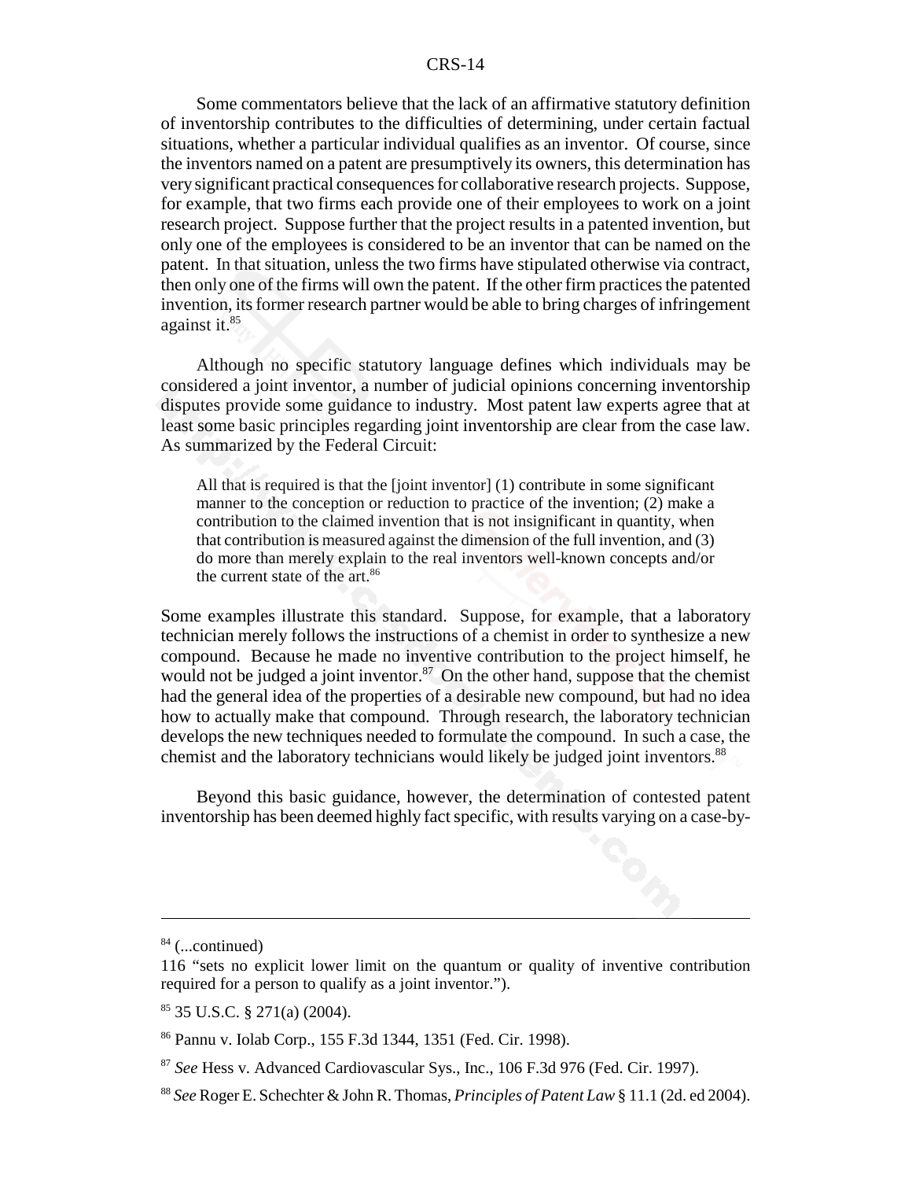Some commentators believe that the lack of an affirmative statutory definition of inventorship contributes to the difficulties of determining, under certain factual situations, whether a particular individual qualifies as an inventor. Of course, since the inventors named on a patent are presumptively its owners, this determination has very significant practical consequences for collaborative research projects. Suppose, for example, that two firms each provide one of their employees to work on a joint research project. Suppose further that the project results in a patented invention, but only one of the employees is considered to be an inventor that can be named on the patent. In that situation, unless the two firms have stipulated otherwise via contract, then only one of the firms will own the patent. If the other firm practices the patented invention, its former research partner would be able to bring charges of infringement against it.[85]

Although no specific statutory language defines which individuals may be considered a joint inventor, a number of judicial opinions concerning inventorship disputes provide some guidance to industry. Most patent law experts agree that at least some basic principles regarding joint inventorship are clear from the case law. As summarized by the Federal Circuit:

> All that is required is that the [joint inventor] (1) contribute in some significant manner to the conception or reduction to practice of the invention; (2) make a contribution to the claimed invention that is not insignificant in quantity, when that contribution is measured against the dimension of the full invention, and (3) do more than merely explain to the real inventors well-known concepts and/or the current state of the art.[86]

Some examples illustrate this standard. Suppose, for example, that a laboratory technician merely follows the instructions of a chemist in order to synthesize a new compound. Because he made no inventive contribution to the project himself, he would not be judged a joint inventor.[87] On the other hand, suppose that the chemist had the general idea of the properties of a desirable new compound, but had no idea how to actually make that compound. Through research, the laboratory technician develops the new techniques needed to formulate the compound. In such a case, the chemist and the laboratory technicians would likely be judged joint inventors.[88]

Beyond this basic guidance, however, the determination of contested patent inventorship has been deemed highly fact specific, with results varying on a case-by-

---

[84] (...continued)
116 "sets no explicit lower limit on the quantum or quality of inventive contribution required for a person to qualify as a joint inventor.").

[85] 35 U.S.C. § 271(a) (2004).

[86] Pannu v. Iolab Corp., 155 F.3d 1344, 1351 (Fed. Cir. 1998).

[87] *See* Hess v. Advanced Cardiovascular Sys., Inc., 106 F.3d 976 (Fed. Cir. 1997).

[88] *See* Roger E. Schechter & John R. Thomas, *Principles of Patent Law* § 11.1 (2d. ed 2004).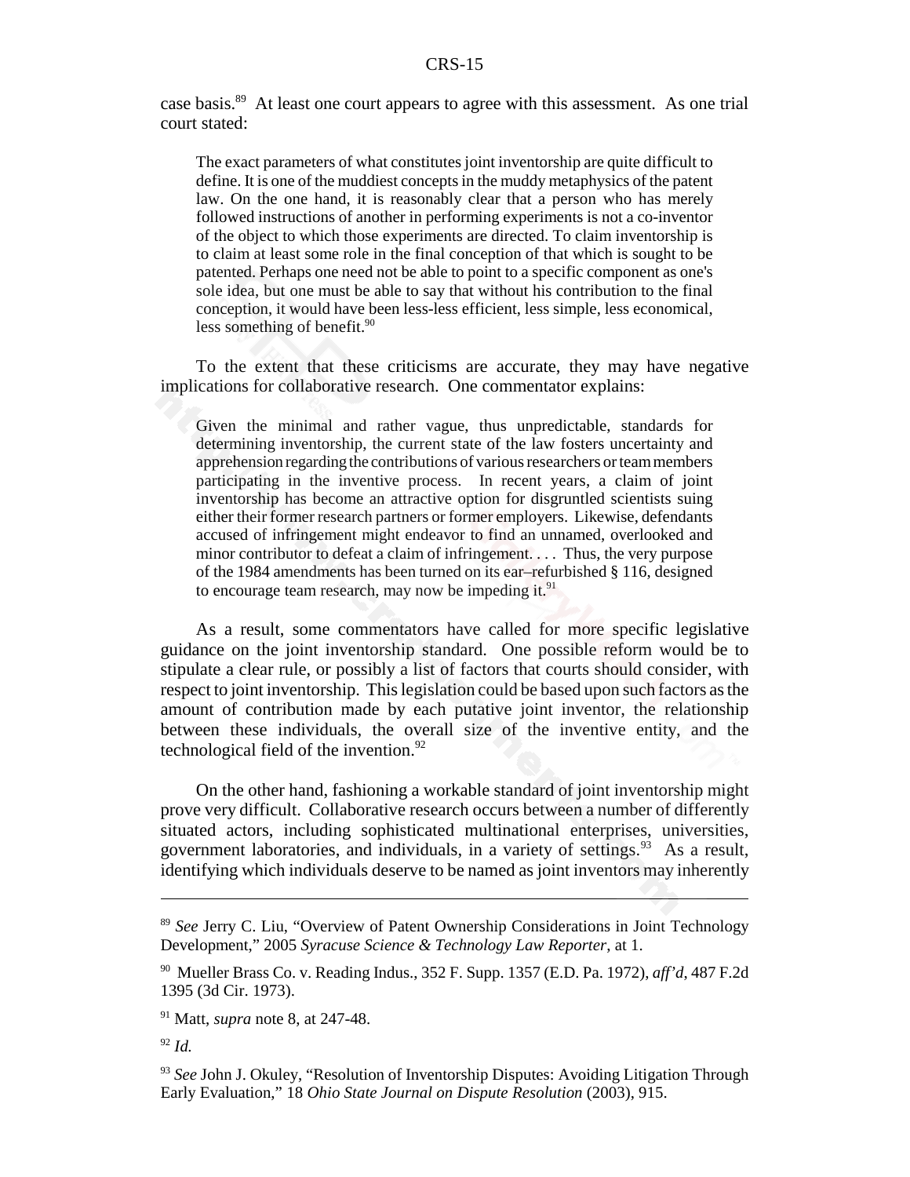case basis.[89] At least one court appears to agree with this assessment. As one trial court stated:

> The exact parameters of what constitutes joint inventorship are quite difficult to define. It is one of the muddiest concepts in the muddy metaphysics of the patent law. On the one hand, it is reasonably clear that a person who has merely followed instructions of another in performing experiments is not a co-inventor of the object to which those experiments are directed. To claim inventorship is to claim at least some role in the final conception of that which is sought to be patented. Perhaps one need not be able to point to a specific component as one's sole idea, but one must be able to say that without his contribution to the final conception, it would have been less-less efficient, less simple, less economical, less something of benefit.[90]

To the extent that these criticisms are accurate, they may have negative implications for collaborative research. One commentator explains:

> Given the minimal and rather vague, thus unpredictable, standards for determining inventorship, the current state of the law fosters uncertainty and apprehension regarding the contributions of various researchers or team members participating in the inventive process. In recent years, a claim of joint inventorship has become an attractive option for disgruntled scientists suing either their former research partners or former employers. Likewise, defendants accused of infringement might endeavor to find an unnamed, overlooked and minor contributor to defeat a claim of infringement. . . . Thus, the very purpose of the 1984 amendments has been turned on its ear–refurbished § 116, designed to encourage team research, may now be impeding it.[91]

As a result, some commentators have called for more specific legislative guidance on the joint inventorship standard. One possible reform would be to stipulate a clear rule, or possibly a list of factors that courts should consider, with respect to joint inventorship. This legislation could be based upon such factors as the amount of contribution made by each putative joint inventor, the relationship between these individuals, the overall size of the inventive entity, and the technological field of the invention.[92]

On the other hand, fashioning a workable standard of joint inventorship might prove very difficult. Collaborative research occurs between a number of differently situated actors, including sophisticated multinational enterprises, universities, government laboratories, and individuals, in a variety of settings.[93] As a result, identifying which individuals deserve to be named as joint inventors may inherently

---

[89] *See* Jerry C. Liu, "Overview of Patent Ownership Considerations in Joint Technology Development," 2005 *Syracuse Science & Technology Law Reporter*, at 1.

[90] Mueller Brass Co. v. Reading Indus., 352 F. Supp. 1357 (E.D. Pa. 1972), *aff'd*, 487 F.2d 1395 (3d Cir. 1973).

[91] Matt, *supra* note 8, at 247-48.

[92] *Id.*

[93] *See* John J. Okuley, "Resolution of Inventorship Disputes: Avoiding Litigation Through Early Evaluation," 18 *Ohio State Journal on Dispute Resolution* (2003), 915.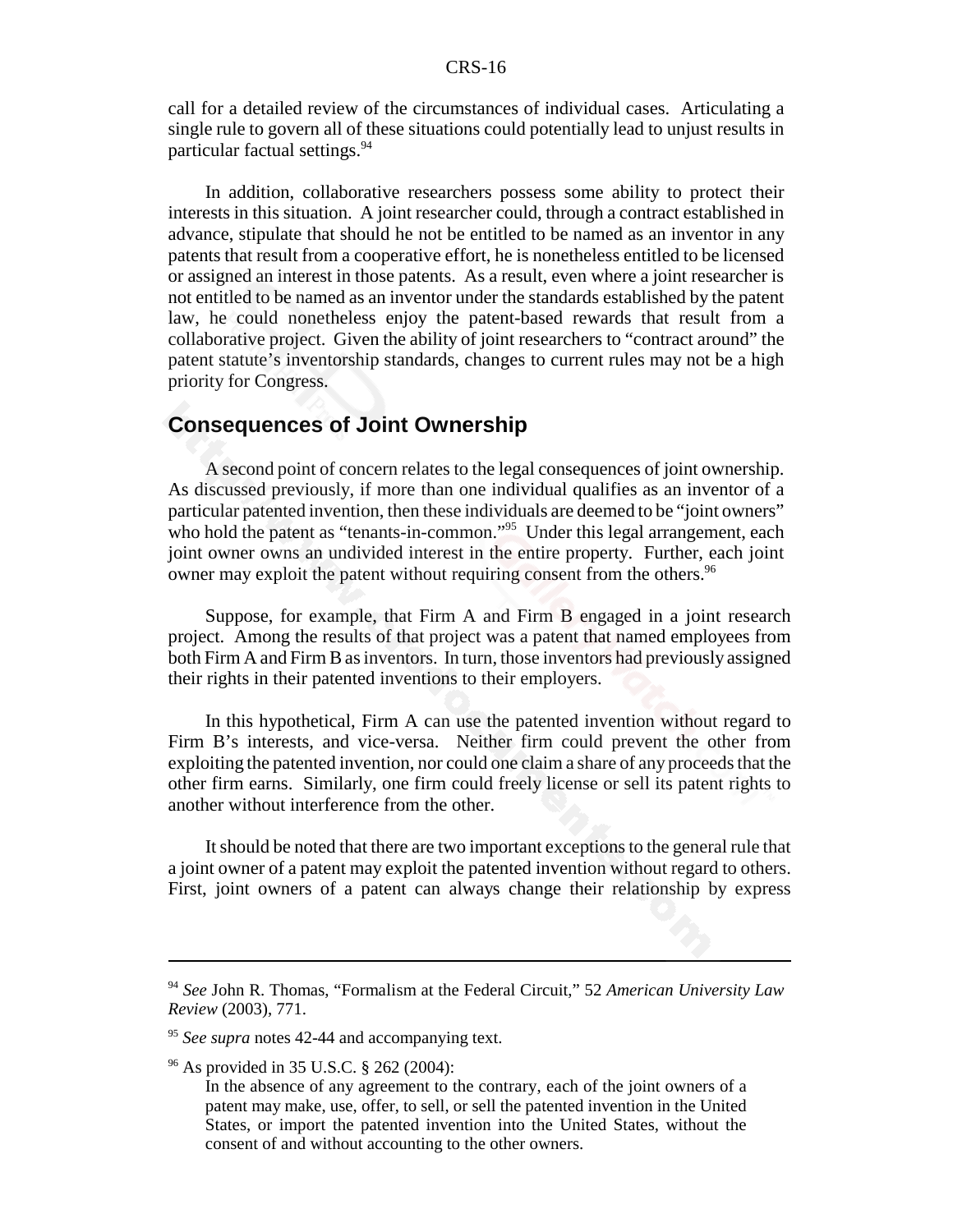call for a detailed review of the circumstances of individual cases. Articulating a single rule to govern all of these situations could potentially lead to unjust results in particular factual settings.[94]

In addition, collaborative researchers possess some ability to protect their interests in this situation. A joint researcher could, through a contract established in advance, stipulate that should he not be entitled to be named as an inventor in any patents that result from a cooperative effort, he is nonetheless entitled to be licensed or assigned an interest in those patents. As a result, even where a joint researcher is not entitled to be named as an inventor under the standards established by the patent law, he could nonetheless enjoy the patent-based rewards that result from a collaborative project. Given the ability of joint researchers to "contract around" the patent statute's inventorship standards, changes to current rules may not be a high priority for Congress.

## Consequences of Joint Ownership

A second point of concern relates to the legal consequences of joint ownership. As discussed previously, if more than one individual qualifies as an inventor of a particular patented invention, then these individuals are deemed to be "joint owners" who hold the patent as "tenants-in-common."[95] Under this legal arrangement, each joint owner owns an undivided interest in the entire property. Further, each joint owner may exploit the patent without requiring consent from the others.[96]

Suppose, for example, that Firm A and Firm B engaged in a joint research project. Among the results of that project was a patent that named employees from both Firm A and Firm B as inventors. In turn, those inventors had previously assigned their rights in their patented inventions to their employers.

In this hypothetical, Firm A can use the patented invention without regard to Firm B's interests, and vice-versa. Neither firm could prevent the other from exploiting the patented invention, nor could one claim a share of any proceeds that the other firm earns. Similarly, one firm could freely license or sell its patent rights to another without interference from the other.

It should be noted that there are two important exceptions to the general rule that a joint owner of a patent may exploit the patented invention without regard to others. First, joint owners of a patent can always change their relationship by express

---

[94] *See* John R. Thomas, "Formalism at the Federal Circuit," 52 *American University Law Review* (2003), 771.

[95] *See supra* notes 42-44 and accompanying text.

[96] As provided in 35 U.S.C. § 262 (2004):

> In the absence of any agreement to the contrary, each of the joint owners of a patent may make, use, offer, to sell, or sell the patented invention in the United States, or import the patented invention into the United States, without the consent of and without accounting to the other owners.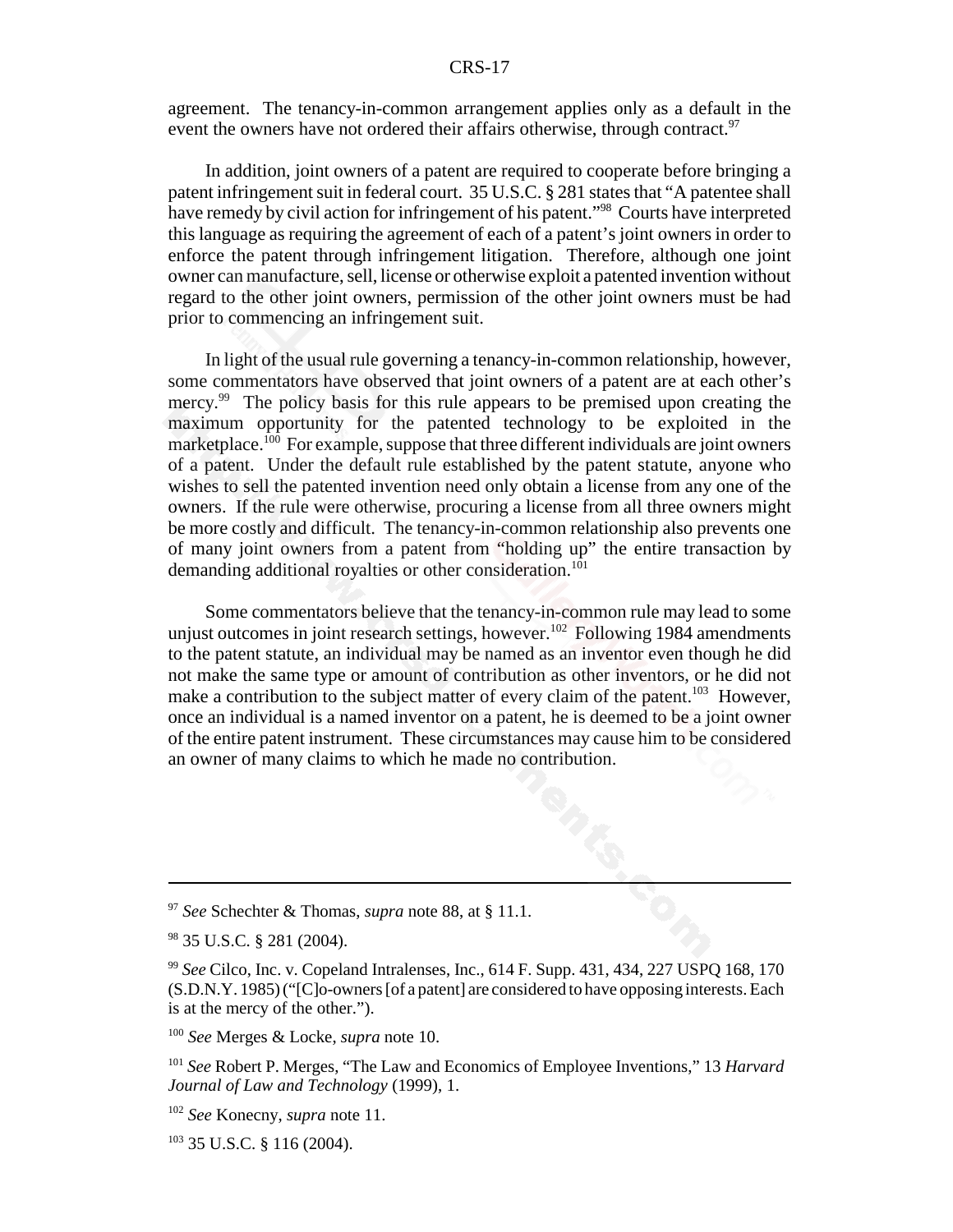agreement. The tenancy-in-common arrangement applies only as a default in the event the owners have not ordered their affairs otherwise, through contract.[97]

In addition, joint owners of a patent are required to cooperate before bringing a patent infringement suit in federal court. 35 U.S.C. § 281 states that "A patentee shall have remedy by civil action for infringement of his patent."[98] Courts have interpreted this language as requiring the agreement of each of a patent's joint owners in order to enforce the patent through infringement litigation. Therefore, although one joint owner can manufacture, sell, license or otherwise exploit a patented invention without regard to the other joint owners, permission of the other joint owners must be had prior to commencing an infringement suit.

In light of the usual rule governing a tenancy-in-common relationship, however, some commentators have observed that joint owners of a patent are at each other's mercy.[99] The policy basis for this rule appears to be premised upon creating the maximum opportunity for the patented technology to be exploited in the marketplace.[100] For example, suppose that three different individuals are joint owners of a patent. Under the default rule established by the patent statute, anyone who wishes to sell the patented invention need only obtain a license from any one of the owners. If the rule were otherwise, procuring a license from all three owners might be more costly and difficult. The tenancy-in-common relationship also prevents one of many joint owners from a patent from "holding up" the entire transaction by demanding additional royalties or other consideration.[101]

Some commentators believe that the tenancy-in-common rule may lead to some unjust outcomes in joint research settings, however.[102] Following 1984 amendments to the patent statute, an individual may be named as an inventor even though he did not make the same type or amount of contribution as other inventors, or he did not make a contribution to the subject matter of every claim of the patent.[103] However, once an individual is a named inventor on a patent, he is deemed to be a joint owner of the entire patent instrument. These circumstances may cause him to be considered an owner of many claims to which he made no contribution.

---

[97] *See* Schechter & Thomas, *supra* note 88, at § 11.1.

[98] 35 U.S.C. § 281 (2004).

[99] *See* Cilco, Inc. v. Copeland Intralenses, Inc., 614 F. Supp. 431, 434, 227 USPQ 168, 170 (S.D.N.Y. 1985) ("[C]o-owners [of a patent] are considered to have opposing interests. Each is at the mercy of the other.").

[100] *See* Merges & Locke, *supra* note 10.

[101] *See* Robert P. Merges, "The Law and Economics of Employee Inventions," 13 *Harvard Journal of Law and Technology* (1999), 1.

[102] *See* Konecny, *supra* note 11.

[103] 35 U.S.C. § 116 (2004).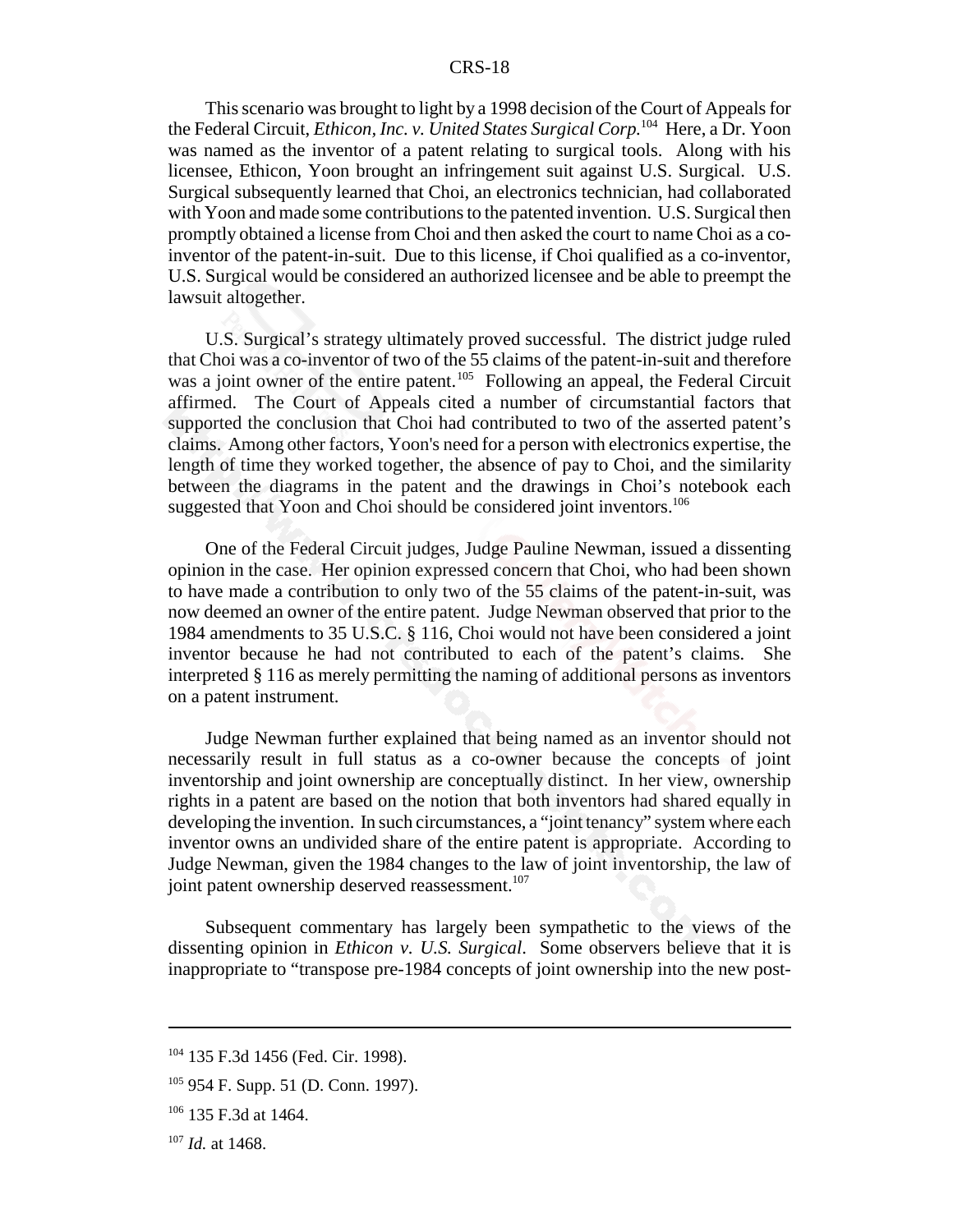This scenario was brought to light by a 1998 decision of the Court of Appeals for the Federal Circuit, *Ethicon, Inc. v. United States Surgical Corp.*[104] Here, a Dr. Yoon was named as the inventor of a patent relating to surgical tools. Along with his licensee, Ethicon, Yoon brought an infringement suit against U.S. Surgical. U.S. Surgical subsequently learned that Choi, an electronics technician, had collaborated with Yoon and made some contributions to the patented invention. U.S. Surgical then promptly obtained a license from Choi and then asked the court to name Choi as a co-inventor of the patent-in-suit. Due to this license, if Choi qualified as a co-inventor, U.S. Surgical would be considered an authorized licensee and be able to preempt the lawsuit altogether.

U.S. Surgical's strategy ultimately proved successful. The district judge ruled that Choi was a co-inventor of two of the 55 claims of the patent-in-suit and therefore was a joint owner of the entire patent.[105] Following an appeal, the Federal Circuit affirmed. The Court of Appeals cited a number of circumstantial factors that supported the conclusion that Choi had contributed to two of the asserted patent's claims. Among other factors, Yoon's need for a person with electronics expertise, the length of time they worked together, the absence of pay to Choi, and the similarity between the diagrams in the patent and the drawings in Choi's notebook each suggested that Yoon and Choi should be considered joint inventors.[106]

One of the Federal Circuit judges, Judge Pauline Newman, issued a dissenting opinion in the case. Her opinion expressed concern that Choi, who had been shown to have made a contribution to only two of the 55 claims of the patent-in-suit, was now deemed an owner of the entire patent. Judge Newman observed that prior to the 1984 amendments to 35 U.S.C. § 116, Choi would not have been considered a joint inventor because he had not contributed to each of the patent's claims. She interpreted § 116 as merely permitting the naming of additional persons as inventors on a patent instrument.

Judge Newman further explained that being named as an inventor should not necessarily result in full status as a co-owner because the concepts of joint inventorship and joint ownership are conceptually distinct. In her view, ownership rights in a patent are based on the notion that both inventors had shared equally in developing the invention. In such circumstances, a "joint tenancy" system where each inventor owns an undivided share of the entire patent is appropriate. According to Judge Newman, given the 1984 changes to the law of joint inventorship, the law of joint patent ownership deserved reassessment.[107]

Subsequent commentary has largely been sympathetic to the views of the dissenting opinion in *Ethicon v. U.S. Surgical*. Some observers believe that it is inappropriate to "transpose pre-1984 concepts of joint ownership into the new post-

---

[104] 135 F.3d 1456 (Fed. Cir. 1998).

[105] 954 F. Supp. 51 (D. Conn. 1997).

[106] 135 F.3d at 1464.

[107] *Id.* at 1468.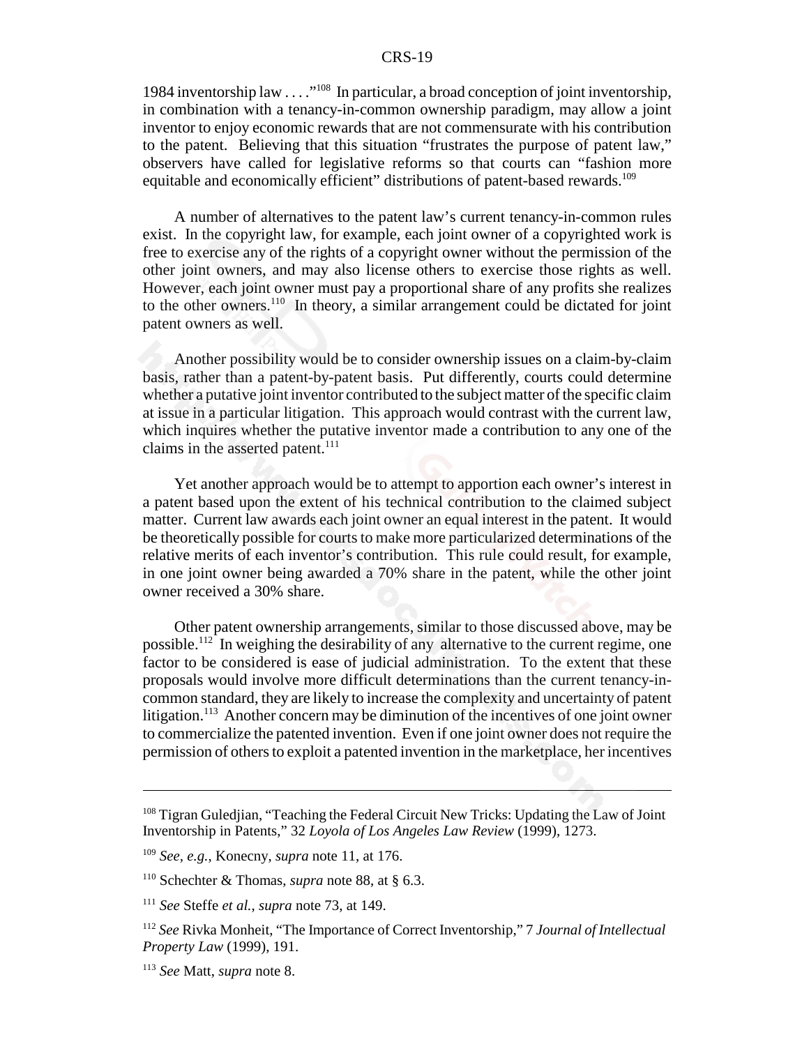1984 inventorship law . . . ."[108] In particular, a broad conception of joint inventorship, in combination with a tenancy-in-common ownership paradigm, may allow a joint inventor to enjoy economic rewards that are not commensurate with his contribution to the patent. Believing that this situation "frustrates the purpose of patent law," observers have called for legislative reforms so that courts can "fashion more equitable and economically efficient" distributions of patent-based rewards.[109]

A number of alternatives to the patent law's current tenancy-in-common rules exist. In the copyright law, for example, each joint owner of a copyrighted work is free to exercise any of the rights of a copyright owner without the permission of the other joint owners, and may also license others to exercise those rights as well. However, each joint owner must pay a proportional share of any profits she realizes to the other owners.[110] In theory, a similar arrangement could be dictated for joint patent owners as well.

Another possibility would be to consider ownership issues on a claim-by-claim basis, rather than a patent-by-patent basis. Put differently, courts could determine whether a putative joint inventor contributed to the subject matter of the specific claim at issue in a particular litigation. This approach would contrast with the current law, which inquires whether the putative inventor made a contribution to any one of the claims in the asserted patent.[111]

Yet another approach would be to attempt to apportion each owner's interest in a patent based upon the extent of his technical contribution to the claimed subject matter. Current law awards each joint owner an equal interest in the patent. It would be theoretically possible for courts to make more particularized determinations of the relative merits of each inventor's contribution. This rule could result, for example, in one joint owner being awarded a 70% share in the patent, while the other joint owner received a 30% share.

Other patent ownership arrangements, similar to those discussed above, may be possible.[112] In weighing the desirability of any alternative to the current regime, one factor to be considered is ease of judicial administration. To the extent that these proposals would involve more difficult determinations than the current tenancy-in-common standard, they are likely to increase the complexity and uncertainty of patent litigation.[113] Another concern may be diminution of the incentives of one joint owner to commercialize the patented invention. Even if one joint owner does not require the permission of others to exploit a patented invention in the marketplace, her incentives

---

[108] Tigran Guledjian, "Teaching the Federal Circuit New Tricks: Updating the Law of Joint Inventorship in Patents," 32 *Loyola of Los Angeles Law Review* (1999), 1273.

[109] *See, e.g.,* Konecny, *supra* note 11, at 176.

[110] Schechter & Thomas, *supra* note 88, at § 6.3.

[111] *See* Steffe *et al.*, *supra* note 73, at 149.

[112] *See* Rivka Monheit, "The Importance of Correct Inventorship," 7 *Journal of Intellectual Property Law* (1999), 191.

[113] *See* Matt, *supra* note 8.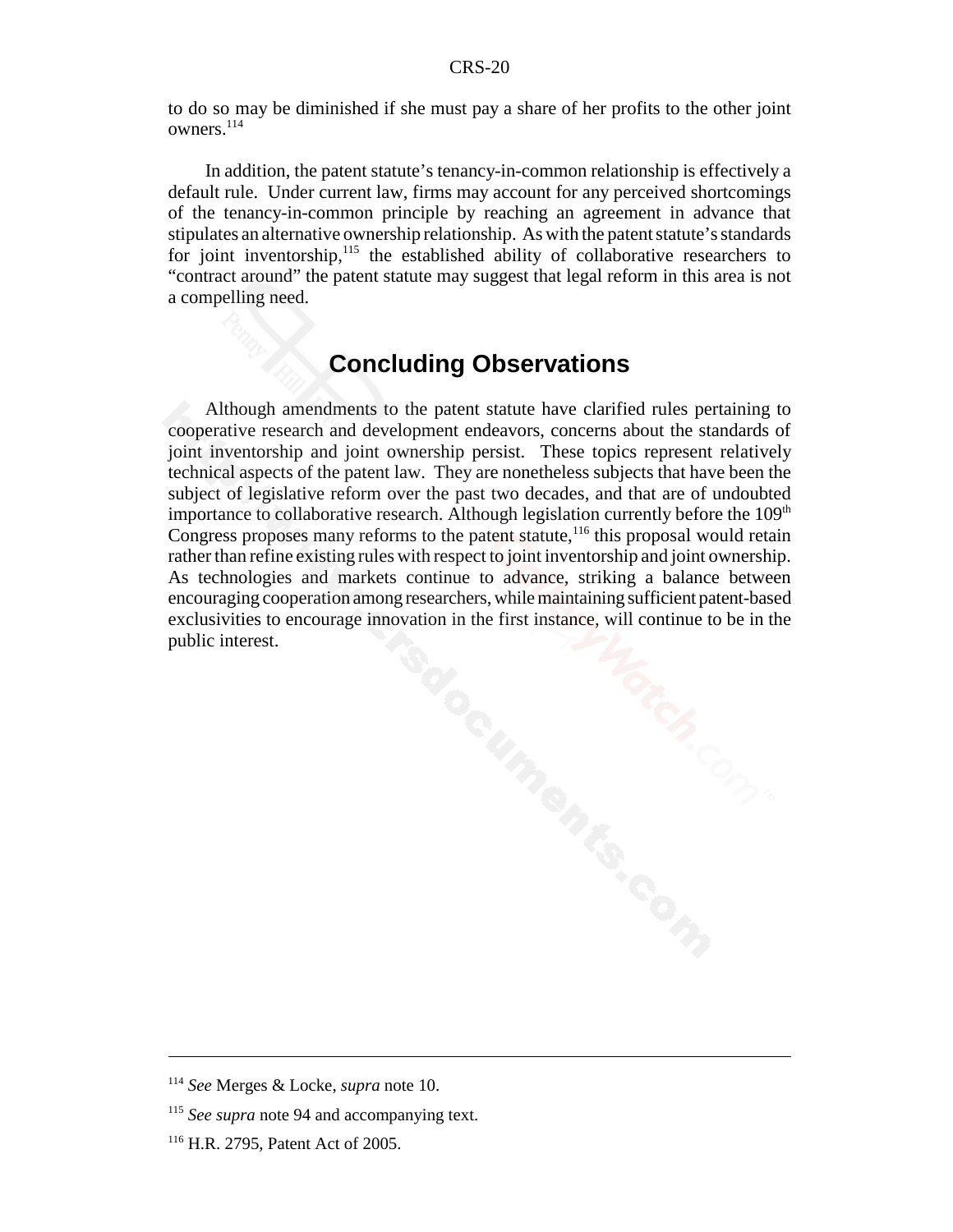to do so may be diminished if she must pay a share of her profits to the other joint owners.[114]

In addition, the patent statute's tenancy-in-common relationship is effectively a default rule. Under current law, firms may account for any perceived shortcomings of the tenancy-in-common principle by reaching an agreement in advance that stipulates an alternative ownership relationship. As with the patent statute's standards for joint inventorship,[115] the established ability of collaborative researchers to "contract around" the patent statute may suggest that legal reform in this area is not a compelling need.

## Concluding Observations

Although amendments to the patent statute have clarified rules pertaining to cooperative research and development endeavors, concerns about the standards of joint inventorship and joint ownership persist. These topics represent relatively technical aspects of the patent law. They are nonetheless subjects that have been the subject of legislative reform over the past two decades, and that are of undoubted importance to collaborative research. Although legislation currently before the 109th Congress proposes many reforms to the patent statute,[116] this proposal would retain rather than refine existing rules with respect to joint inventorship and joint ownership. As technologies and markets continue to advance, striking a balance between encouraging cooperation among researchers, while maintaining sufficient patent-based exclusivities to encourage innovation in the first instance, will continue to be in the public interest.

---

[114] *See* Merges & Locke, *supra* note 10.

[115] *See supra* note 94 and accompanying text.

[116] H.R. 2795, Patent Act of 2005.